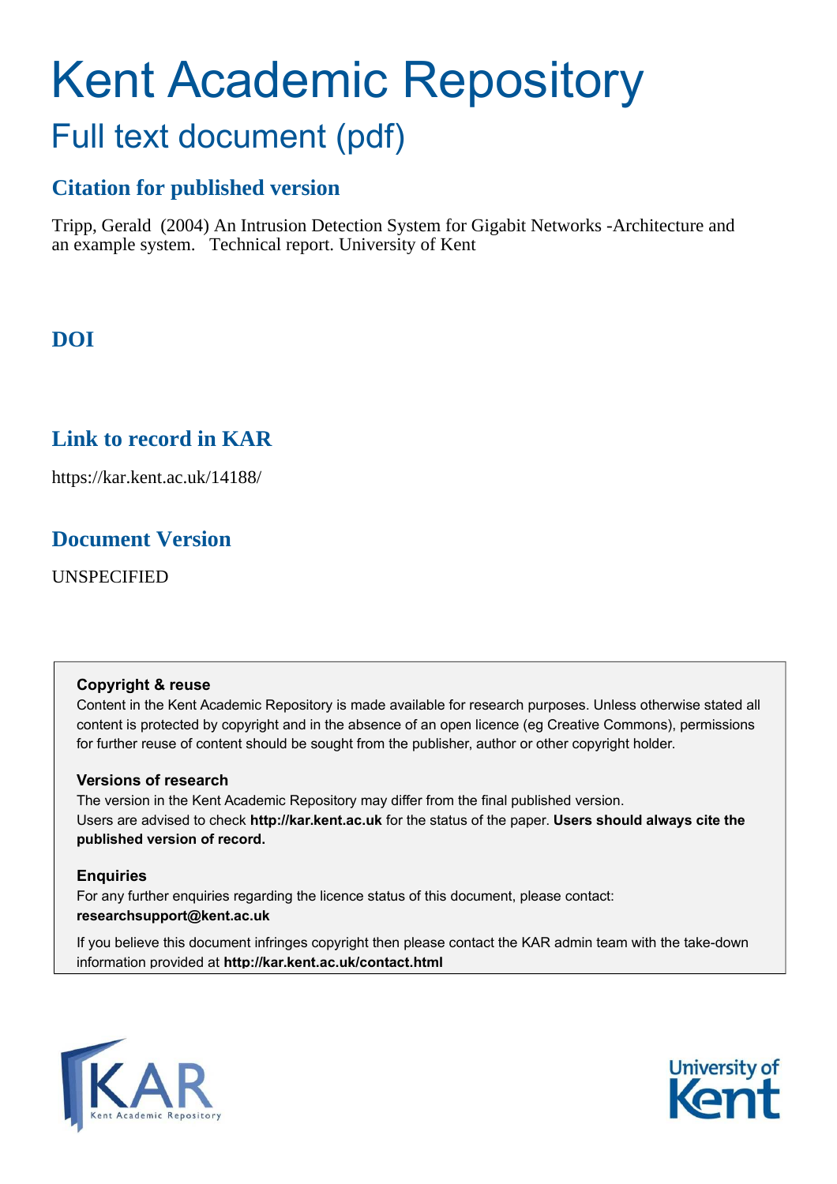# Kent Academic Repository

## Full text document (pdf)

### Citation for published version

Tripp, Gerald (2004) An Intrusion Detection System for Gigabit Networks -Architecture and an example system. Technical report. University of Kent

### DOI

### Link to record in KAR

https://kar.kent.ac.uk/14188/

### Document Version

UNSPECIFIED

**Copyright & reuse**

Content in the Kent Academic Repository is made available for research purposes. Unless otherwise stated all content is protected by copyright and in the absence of an open licence (eg Creative Commons), permissions for further reuse of content should be sought from the publisher, author or other copyright holder.

**Versions of research**

The version in the Kent Academic Repository may differ from the final published version. Users are advised to check **http://kar.kent.ac.uk** for the status of the paper. **Users should always cite the published version of record.**

**Enquiries**

For any further enquiries regarding the licence status of this document, please contact: **researchsupport@kent.ac.uk**

If you believe this document infringes copyright then please contact the KAR admin team with the take-down information provided at **http://kar.kent.ac.uk/contact.html**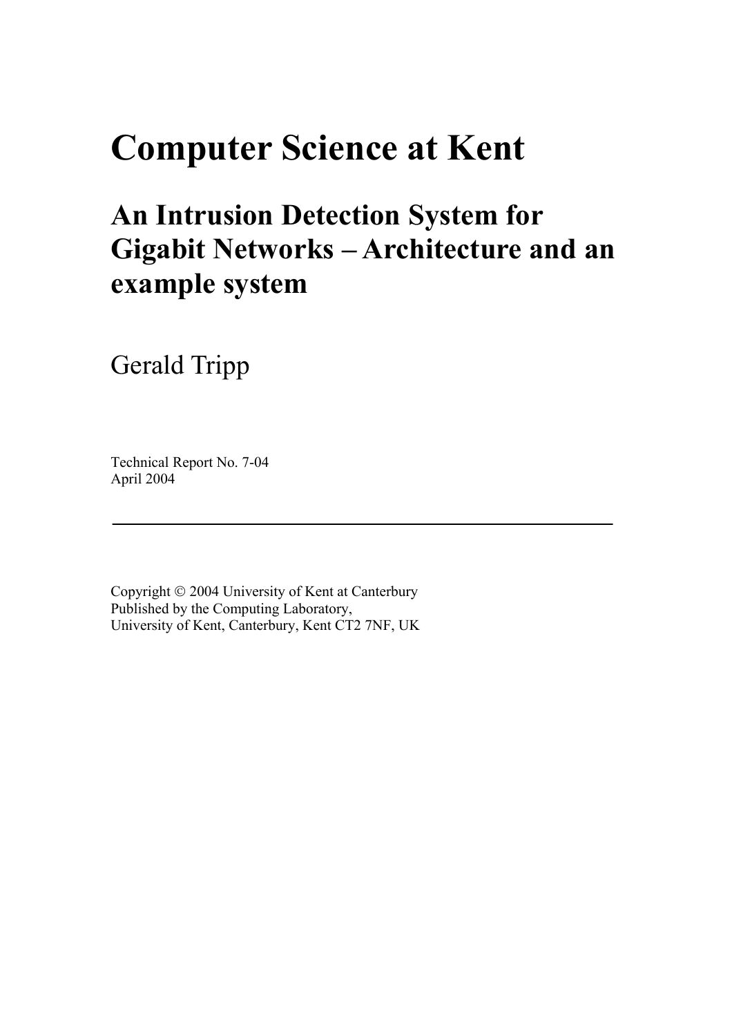# Computer Science at Kent

## An Intrusion Detection System for Gigabit Networks – Architecture and an example system

Gerald Tripp

Technical Report No. 7-04
April 2004

---

Copyright © 2004 University of Kent at Canterbury
Published by the Computing Laboratory,
University of Kent, Canterbury, Kent CT2 7NF, UK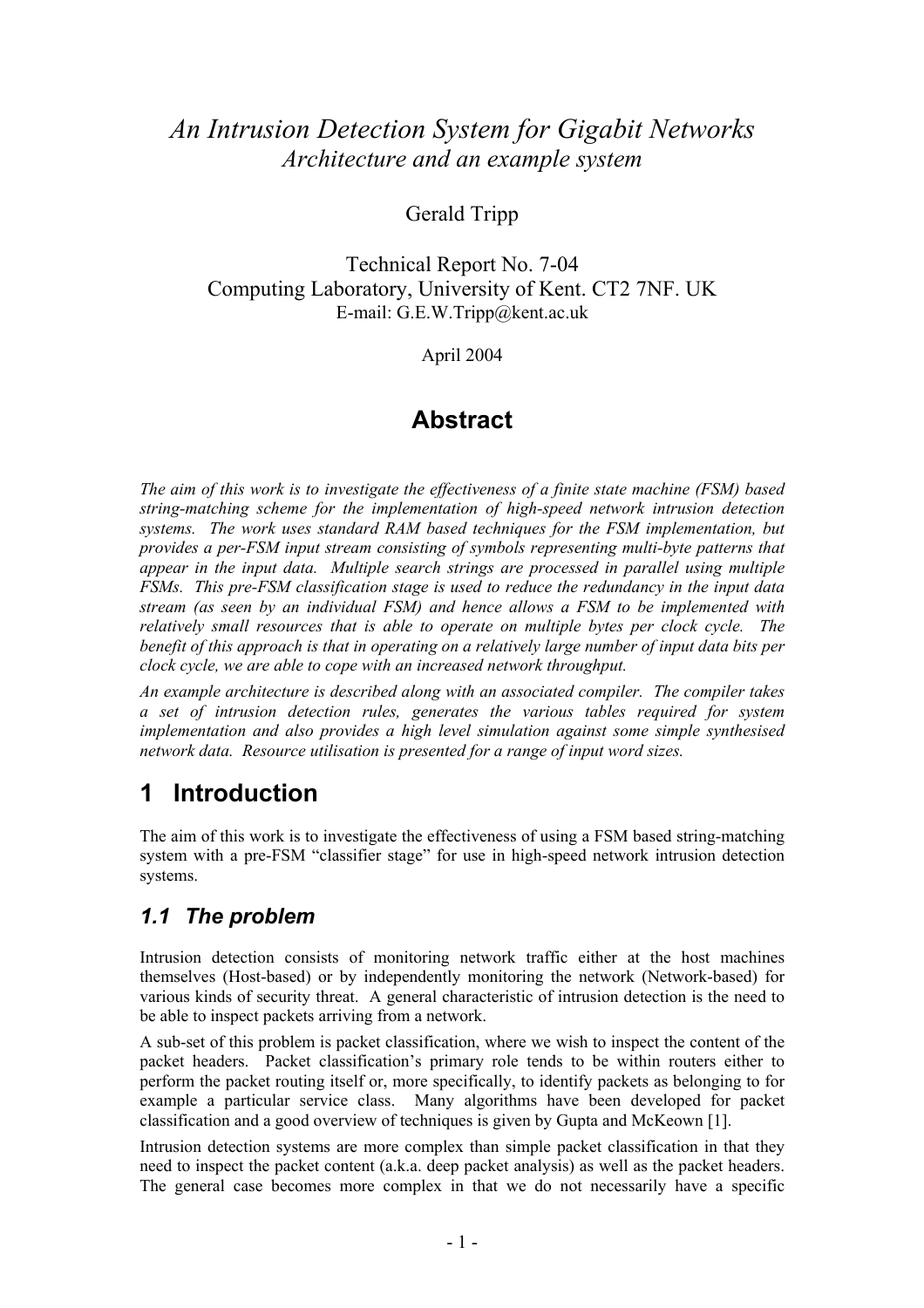// An Intrusion Detection System for Gigabit Networks

*Architecture and an example system*

Gerald Tripp

Technical Report No. 7-04
Computing Laboratory, University of Kent. CT2 7NF. UK
E-mail: G.E.W.Tripp@kent.ac.uk

April 2004

## Abstract

*The aim of this work is to investigate the effectiveness of a finite state machine (FSM) based string-matching scheme for the implementation of high-speed network intrusion detection systems. The work uses standard RAM based techniques for the FSM implementation, but provides a per-FSM input stream consisting of symbols representing multi-byte patterns that appear in the input data. Multiple search strings are processed in parallel using multiple FSMs. This pre-FSM classification stage is used to reduce the redundancy in the input data stream (as seen by an individual FSM) and hence allows a FSM to be implemented with relatively small resources that is able to operate on multiple bytes per clock cycle. The benefit of this approach is that in operating on a relatively large number of input data bits per clock cycle, we are able to cope with an increased network throughput.*

*An example architecture is described along with an associated compiler. The compiler takes a set of intrusion detection rules, generates the various tables required for system implementation and also provides a high level simulation against some simple synthesised network data. Resource utilisation is presented for a range of input word sizes.*

# 1 Introduction

The aim of this work is to investigate the effectiveness of using a FSM based string-matching system with a pre-FSM "classifier stage" for use in high-speed network intrusion detection systems.

## *1.1 The problem*

Intrusion detection consists of monitoring network traffic either at the host machines themselves (Host-based) or by independently monitoring the network (Network-based) for various kinds of security threat. A general characteristic of intrusion detection is the need to be able to inspect packets arriving from a network.

A sub-set of this problem is packet classification, where we wish to inspect the content of the packet headers. Packet classification's primary role tends to be within routers either to perform the packet routing itself or, more specifically, to identify packets as belonging to for example a particular service class. Many algorithms have been developed for packet classification and a good overview of techniques is given by Gupta and McKeown [1].

Intrusion detection systems are more complex than simple packet classification in that they need to inspect the packet content (a.k.a. deep packet analysis) as well as the packet headers. The general case becomes more complex in that we do not necessarily have a specific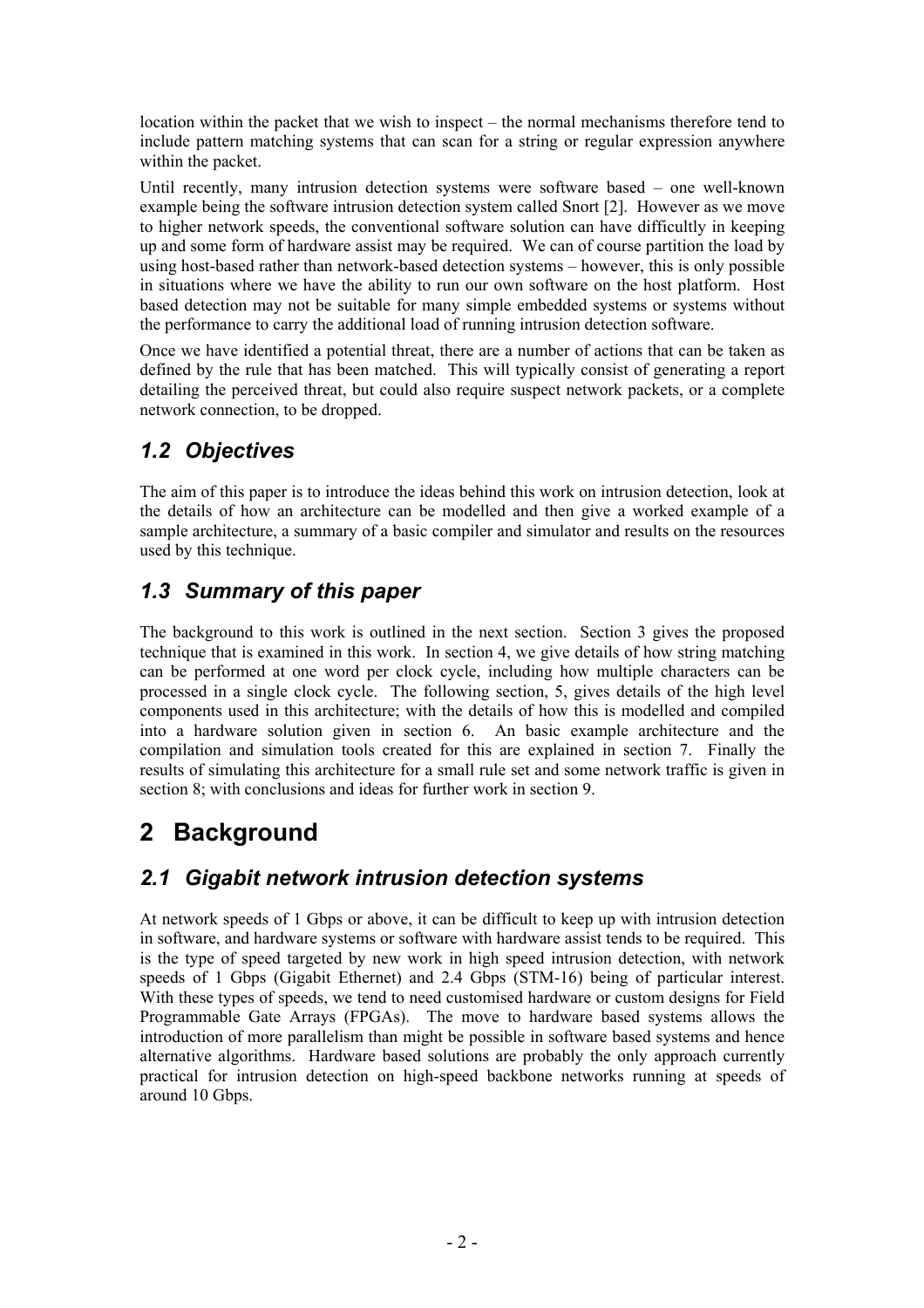location within the packet that we wish to inspect – the normal mechanisms therefore tend to include pattern matching systems that can scan for a string or regular expression anywhere within the packet.

Until recently, many intrusion detection systems were software based – one well-known example being the software intrusion detection system called Snort [2]. However as we move to higher network speeds, the conventional software solution can have difficultly in keeping up and some form of hardware assist may be required. We can of course partition the load by using host-based rather than network-based detection systems – however, this is only possible in situations where we have the ability to run our own software on the host platform. Host based detection may not be suitable for many simple embedded systems or systems without the performance to carry the additional load of running intrusion detection software.

Once we have identified a potential threat, there are a number of actions that can be taken as defined by the rule that has been matched. This will typically consist of generating a report detailing the perceived threat, but could also require suspect network packets, or a complete network connection, to be dropped.

## *1.2 Objectives*

The aim of this paper is to introduce the ideas behind this work on intrusion detection, look at the details of how an architecture can be modelled and then give a worked example of a sample architecture, a summary of a basic compiler and simulator and results on the resources used by this technique.

## *1.3 Summary of this paper*

The background to this work is outlined in the next section. Section 3 gives the proposed technique that is examined in this work. In section 4, we give details of how string matching can be performed at one word per clock cycle, including how multiple characters can be processed in a single clock cycle. The following section, 5, gives details of the high level components used in this architecture; with the details of how this is modelled and compiled into a hardware solution given in section 6. An basic example architecture and the compilation and simulation tools created for this are explained in section 7. Finally the results of simulating this architecture for a small rule set and some network traffic is given in section 8; with conclusions and ideas for further work in section 9.

# 2 Background

## *2.1 Gigabit network intrusion detection systems*

At network speeds of 1 Gbps or above, it can be difficult to keep up with intrusion detection in software, and hardware systems or software with hardware assist tends to be required. This is the type of speed targeted by new work in high speed intrusion detection, with network speeds of 1 Gbps (Gigabit Ethernet) and 2.4 Gbps (STM-16) being of particular interest. With these types of speeds, we tend to need customised hardware or custom designs for Field Programmable Gate Arrays (FPGAs). The move to hardware based systems allows the introduction of more parallelism than might be possible in software based systems and hence alternative algorithms. Hardware based solutions are probably the only approach currently practical for intrusion detection on high-speed backbone networks running at speeds of around 10 Gbps.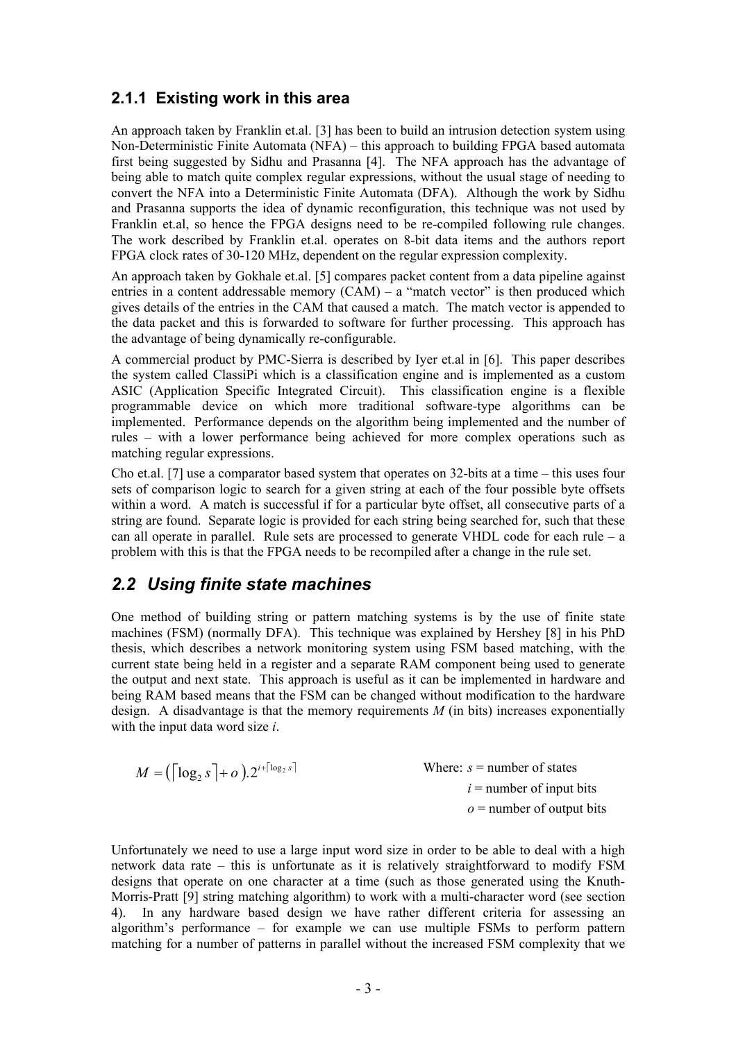### 2.1.1 Existing work in this area

An approach taken by Franklin et.al. [3] has been to build an intrusion detection system using Non-Deterministic Finite Automata (NFA) – this approach to building FPGA based automata first being suggested by Sidhu and Prasanna [4]. The NFA approach has the advantage of being able to match quite complex regular expressions, without the usual stage of needing to convert the NFA into a Deterministic Finite Automata (DFA). Although the work by Sidhu and Prasanna supports the idea of dynamic reconfiguration, this technique was not used by Franklin et.al, so hence the FPGA designs need to be re-compiled following rule changes. The work described by Franklin et.al. operates on 8-bit data items and the authors report FPGA clock rates of 30-120 MHz, dependent on the regular expression complexity.

An approach taken by Gokhale et.al. [5] compares packet content from a data pipeline against entries in a content addressable memory (CAM) – a "match vector" is then produced which gives details of the entries in the CAM that caused a match. The match vector is appended to the data packet and this is forwarded to software for further processing. This approach has the advantage of being dynamically re-configurable.

A commercial product by PMC-Sierra is described by Iyer et.al in [6]. This paper describes the system called ClassiPi which is a classification engine and is implemented as a custom ASIC (Application Specific Integrated Circuit). This classification engine is a flexible programmable device on which more traditional software-type algorithms can be implemented. Performance depends on the algorithm being implemented and the number of rules – with a lower performance being achieved for more complex operations such as matching regular expressions.

Cho et.al. [7] use a comparator based system that operates on 32-bits at a time – this uses four sets of comparison logic to search for a given string at each of the four possible byte offsets within a word. A match is successful if for a particular byte offset, all consecutive parts of a string are found. Separate logic is provided for each string being searched for, such that these can all operate in parallel. Rule sets are processed to generate VHDL code for each rule – a problem with this is that the FPGA needs to be recompiled after a change in the rule set.

## *2.2 Using finite state machines*

One method of building string or pattern matching systems is by the use of finite state machines (FSM) (normally DFA). This technique was explained by Hershey [8] in his PhD thesis, which describes a network monitoring system using FSM based matching, with the current state being held in a register and a separate RAM component being used to generate the output and next state. This approach is useful as it can be implemented in hardware and being RAM based means that the FSM can be changed without modification to the hardware design. A disadvantage is that the memory requirements *M* (in bits) increases exponentially with the input data word size *i*.

$$M = \left(\lceil \log_2 s \rceil + o\right).2^{i+\lceil \log_2 s \rceil}$$

Where: $s$ = number of states
$i$ = number of input bits
$o$ = number of output bits

Unfortunately we need to use a large input word size in order to be able to deal with a high network data rate – this is unfortunate as it is relatively straightforward to modify FSM designs that operate on one character at a time (such as those generated using the Knuth-Morris-Pratt [9] string matching algorithm) to work with a multi-character word (see section 4). In any hardware based design we have rather different criteria for assessing an algorithm's performance – for example we can use multiple FSMs to perform pattern matching for a number of patterns in parallel without the increased FSM complexity that we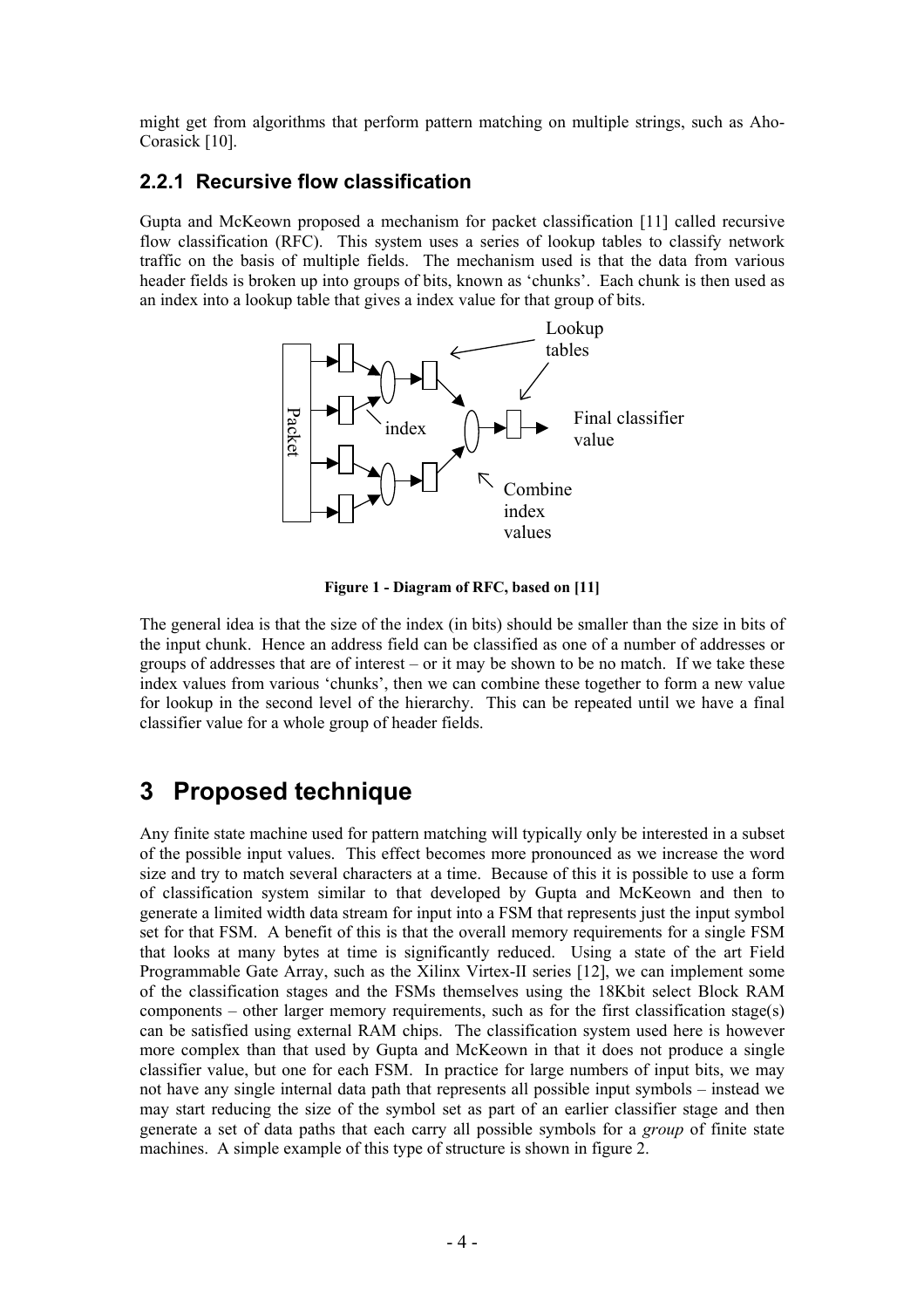might get from algorithms that perform pattern matching on multiple strings, such as Aho-Corasick [10].

### 2.2.1 Recursive flow classification

Gupta and McKeown proposed a mechanism for packet classification [11] called recursive flow classification (RFC). This system uses a series of lookup tables to classify network traffic on the basis of multiple fields. The mechanism used is that the data from various header fields is broken up into groups of bits, known as 'chunks'. Each chunk is then used as an index into a lookup table that gives a index value for that group of bits.

**Figure 1 - Diagram of RFC, based on [11]**

The general idea is that the size of the index (in bits) should be smaller than the size in bits of the input chunk. Hence an address field can be classified as one of a number of addresses or groups of addresses that are of interest – or it may be shown to be no match. If we take these index values from various 'chunks', then we can combine these together to form a new value for lookup in the second level of the hierarchy. This can be repeated until we have a final classifier value for a whole group of header fields.

# 3 Proposed technique

Any finite state machine used for pattern matching will typically only be interested in a subset of the possible input values. This effect becomes more pronounced as we increase the word size and try to match several characters at a time. Because of this it is possible to use a form of classification system similar to that developed by Gupta and McKeown and then to generate a limited width data stream for input into a FSM that represents just the input symbol set for that FSM. A benefit of this is that the overall memory requirements for a single FSM that looks at many bytes at time is significantly reduced. Using a state of the art Field Programmable Gate Array, such as the Xilinx Virtex-II series [12], we can implement some of the classification stages and the FSMs themselves using the 18Kbit select Block RAM components – other larger memory requirements, such as for the first classification stage(s) can be satisfied using external RAM chips. The classification system used here is however more complex than that used by Gupta and McKeown in that it does not produce a single classifier value, but one for each FSM. In practice for large numbers of input bits, we may not have any single internal data path that represents all possible input symbols – instead we may start reducing the size of the symbol set as part of an earlier classifier stage and then generate a set of data paths that each carry all possible symbols for a *group* of finite state machines. A simple example of this type of structure is shown in figure 2.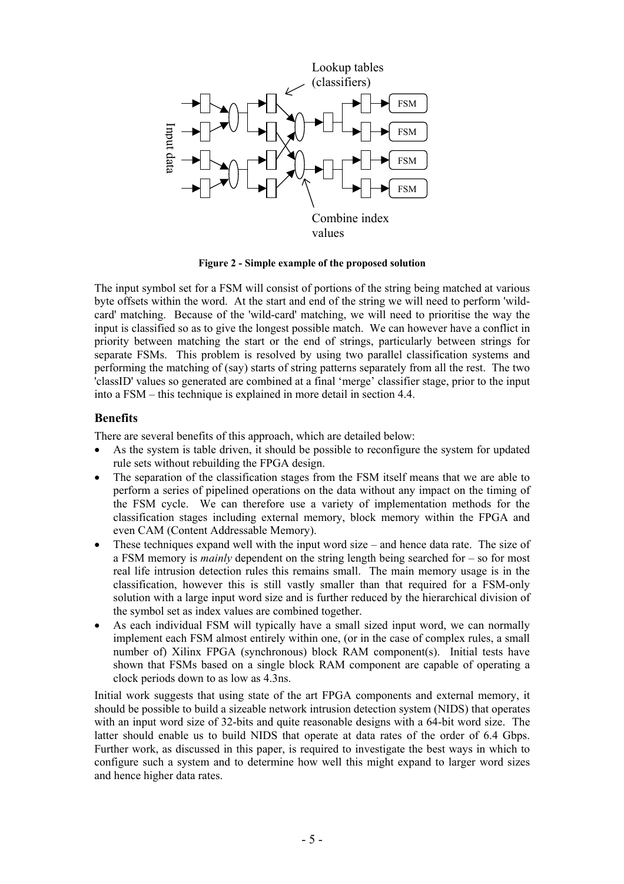**Figure 2 - Simple example of the proposed solution**

The input symbol set for a FSM will consist of portions of the string being matched at various byte offsets within the word. At the start and end of the string we will need to perform 'wild-card' matching. Because of the 'wild-card' matching, we will need to prioritise the way the input is classified so as to give the longest possible match. We can however have a conflict in priority between matching the start or the end of strings, particularly between strings for separate FSMs. This problem is resolved by using two parallel classification systems and performing the matching of (say) starts of string patterns separately from all the rest. The two 'classID' values so generated are combined at a final 'merge' classifier stage, prior to the input into a FSM – this technique is explained in more detail in section 4.4.

### Benefits

There are several benefits of this approach, which are detailed below:

- As the system is table driven, it should be possible to reconfigure the system for updated rule sets without rebuilding the FPGA design.
- The separation of the classification stages from the FSM itself means that we are able to perform a series of pipelined operations on the data without any impact on the timing of the FSM cycle. We can therefore use a variety of implementation methods for the classification stages including external memory, block memory within the FPGA and even CAM (Content Addressable Memory).
- These techniques expand well with the input word size – and hence data rate. The size of a FSM memory is *mainly* dependent on the string length being searched for – so for most real life intrusion detection rules this remains small. The main memory usage is in the classification, however this is still vastly smaller than that required for a FSM-only solution with a large input word size and is further reduced by the hierarchical division of the symbol set as index values are combined together.
- As each individual FSM will typically have a small sized input word, we can normally implement each FSM almost entirely within one, (or in the case of complex rules, a small number of) Xilinx FPGA (synchronous) block RAM component(s). Initial tests have shown that FSMs based on a single block RAM component are capable of operating a clock periods down to as low as 4.3ns.

Initial work suggests that using state of the art FPGA components and external memory, it should be possible to build a sizeable network intrusion detection system (NIDS) that operates with an input word size of 32-bits and quite reasonable designs with a 64-bit word size. The latter should enable us to build NIDS that operate at data rates of the order of 6.4 Gbps. Further work, as discussed in this paper, is required to investigate the best ways in which to configure such a system and to determine how well this might expand to larger word sizes and hence higher data rates.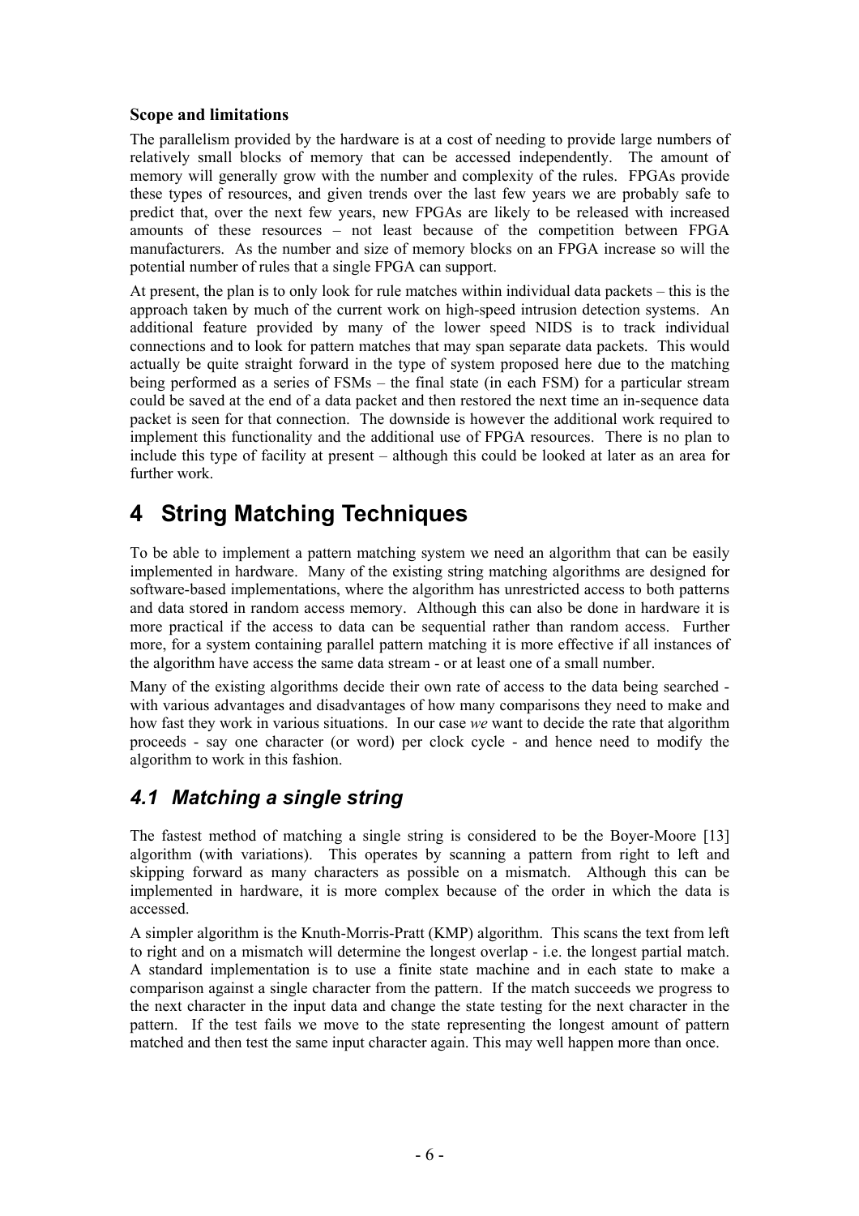**Scope and limitations**

The parallelism provided by the hardware is at a cost of needing to provide large numbers of relatively small blocks of memory that can be accessed independently. The amount of memory will generally grow with the number and complexity of the rules. FPGAs provide these types of resources, and given trends over the last few years we are probably safe to predict that, over the next few years, new FPGAs are likely to be released with increased amounts of these resources – not least because of the competition between FPGA manufacturers. As the number and size of memory blocks on an FPGA increase so will the potential number of rules that a single FPGA can support.

At present, the plan is to only look for rule matches within individual data packets – this is the approach taken by much of the current work on high-speed intrusion detection systems. An additional feature provided by many of the lower speed NIDS is to track individual connections and to look for pattern matches that may span separate data packets. This would actually be quite straight forward in the type of system proposed here due to the matching being performed as a series of FSMs – the final state (in each FSM) for a particular stream could be saved at the end of a data packet and then restored the next time an in-sequence data packet is seen for that connection. The downside is however the additional work required to implement this functionality and the additional use of FPGA resources. There is no plan to include this type of facility at present – although this could be looked at later as an area for further work.

# 4 String Matching Techniques

To be able to implement a pattern matching system we need an algorithm that can be easily implemented in hardware. Many of the existing string matching algorithms are designed for software-based implementations, where the algorithm has unrestricted access to both patterns and data stored in random access memory. Although this can also be done in hardware it is more practical if the access to data can be sequential rather than random access. Further more, for a system containing parallel pattern matching it is more effective if all instances of the algorithm have access the same data stream - or at least one of a small number.

Many of the existing algorithms decide their own rate of access to the data being searched - with various advantages and disadvantages of how many comparisons they need to make and how fast they work in various situations. In our case *we* want to decide the rate that algorithm proceeds - say one character (or word) per clock cycle - and hence need to modify the algorithm to work in this fashion.

## *4.1 Matching a single string*

The fastest method of matching a single string is considered to be the Boyer-Moore [13] algorithm (with variations). This operates by scanning a pattern from right to left and skipping forward as many characters as possible on a mismatch. Although this can be implemented in hardware, it is more complex because of the order in which the data is accessed.

A simpler algorithm is the Knuth-Morris-Pratt (KMP) algorithm. This scans the text from left to right and on a mismatch will determine the longest overlap - i.e. the longest partial match. A standard implementation is to use a finite state machine and in each state to make a comparison against a single character from the pattern. If the match succeeds we progress to the next character in the input data and change the state testing for the next character in the pattern. If the test fails we move to the state representing the longest amount of pattern matched and then test the same input character again. This may well happen more than once.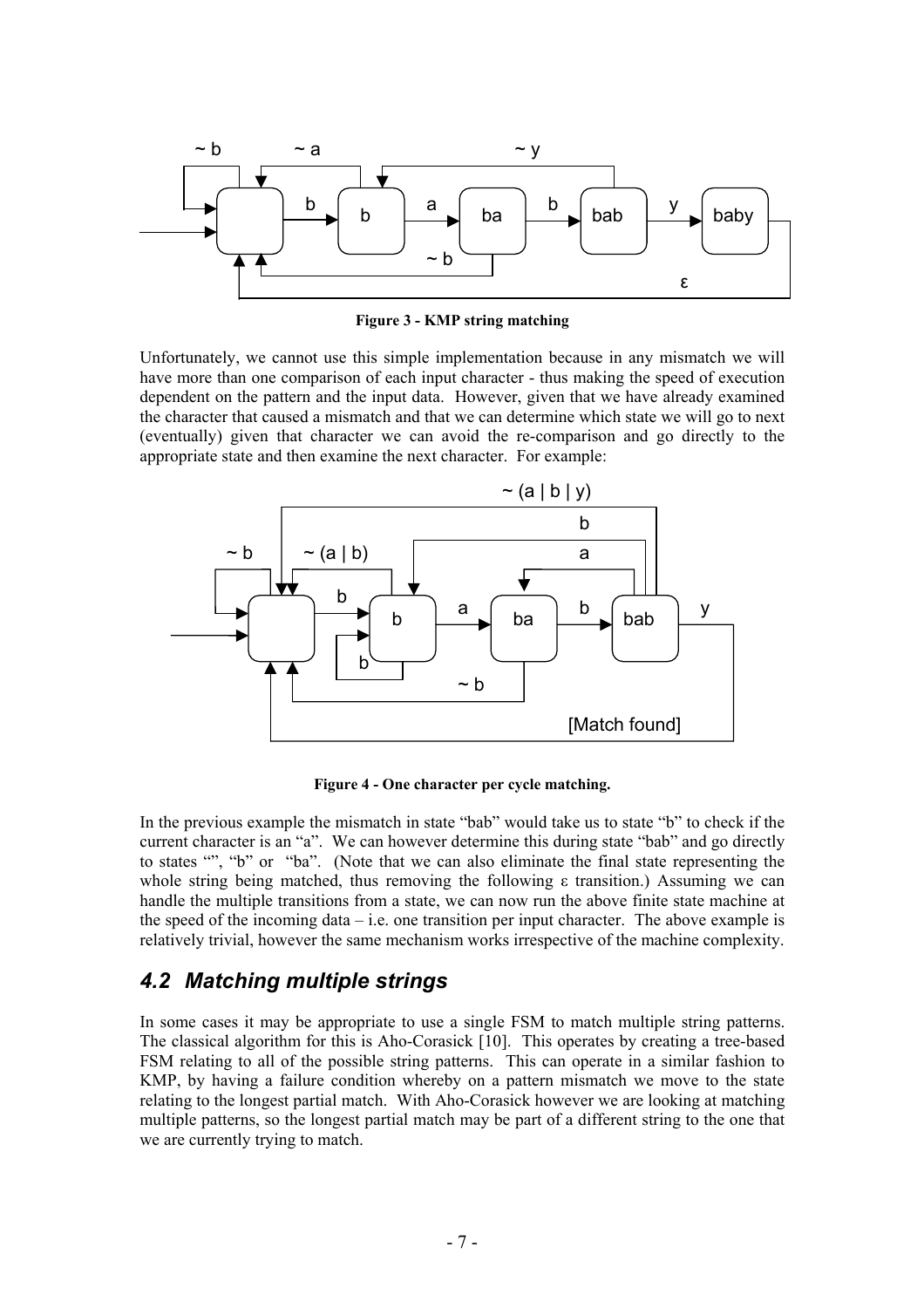**Figure 3 - KMP string matching**

Unfortunately, we cannot use this simple implementation because in any mismatch we will have more than one comparison of each input character - thus making the speed of execution dependent on the pattern and the input data. However, given that we have already examined the character that caused a mismatch and that we can determine which state we will go to next (eventually) given that character we can avoid the re-comparison and go directly to the appropriate state and then examine the next character. For example:

**Figure 4 - One character per cycle matching.**

In the previous example the mismatch in state "bab" would take us to state "b" to check if the current character is an "a". We can however determine this during state "bab" and go directly to states "", "b" or "ba". (Note that we can also eliminate the final state representing the whole string being matched, thus removing the following ε transition.) Assuming we can handle the multiple transitions from a state, we can now run the above finite state machine at the speed of the incoming data – i.e. one transition per input character. The above example is relatively trivial, however the same mechanism works irrespective of the machine complexity.

## *4.2 Matching multiple strings*

In some cases it may be appropriate to use a single FSM to match multiple string patterns. The classical algorithm for this is Aho-Corasick [10]. This operates by creating a tree-based FSM relating to all of the possible string patterns. This can operate in a similar fashion to KMP, by having a failure condition whereby on a pattern mismatch we move to the state relating to the longest partial match. With Aho-Corasick however we are looking at matching multiple patterns, so the longest partial match may be part of a different string to the one that we are currently trying to match.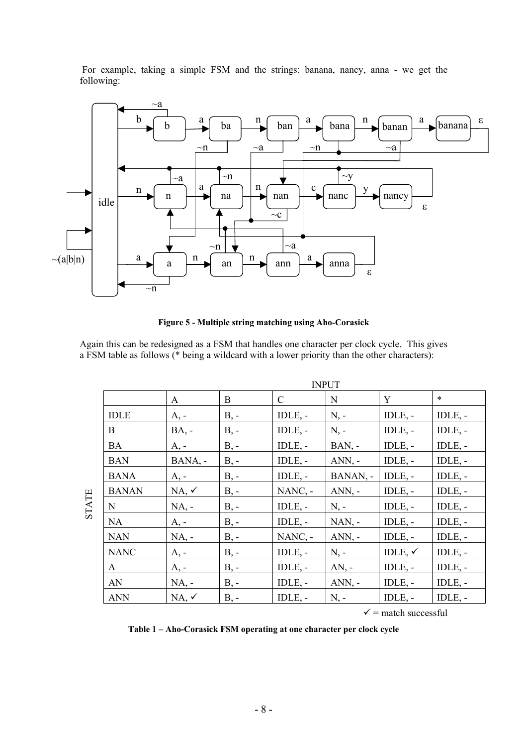For example, taking a simple FSM and the strings: banana, nancy, anna - we get the following:

**Figure 5 - Multiple string matching using Aho-Corasick**

Again this can be redesigned as a FSM that handles one character per clock cycle. This gives a FSM table as follows (* being a wildcard with a lower priority than the other characters):

| STATE | INPUT | | | | | |
|---|---|---|---|---|---|---|
| | A | B | C | N | Y | * |
| IDLE | A, - | B, - | IDLE, - | N, - | IDLE, - | IDLE, - |
| B | BA, - | B, - | IDLE, - | N, - | IDLE, - | IDLE, - |
| BA | A, - | B, - | IDLE, - | BAN, - | IDLE, - | IDLE, - |
| BAN | BANA, - | B, - | IDLE, - | ANN, - | IDLE, - | IDLE, - |
| BANA | A, - | B, - | IDLE, - | BANAN, - | IDLE, - | IDLE, - |
| BANAN | NA, ✓ | B, - | NANC, - | ANN, - | IDLE, - | IDLE, - |
| N | NA, - | B, - | IDLE, - | N, - | IDLE, - | IDLE, - |
| NA | A, - | B, - | IDLE, - | NAN, - | IDLE, - | IDLE, - |
| NAN | NA, - | B, - | NANC, - | ANN, - | IDLE, - | IDLE, - |
| NANC | A, - | B, - | IDLE, - | N, - | IDLE, ✓ | IDLE, - |
| A | A, - | B, - | IDLE, - | AN, - | IDLE, - | IDLE, - |
| AN | NA, - | B, - | IDLE, - | ANN, - | IDLE, - | IDLE, - |
| ANN | NA, ✓ | B, - | IDLE, - | N, - | IDLE, - | IDLE, - |

✓ = match successful

**Table 1 – Aho-Corasick FSM operating at one character per clock cycle**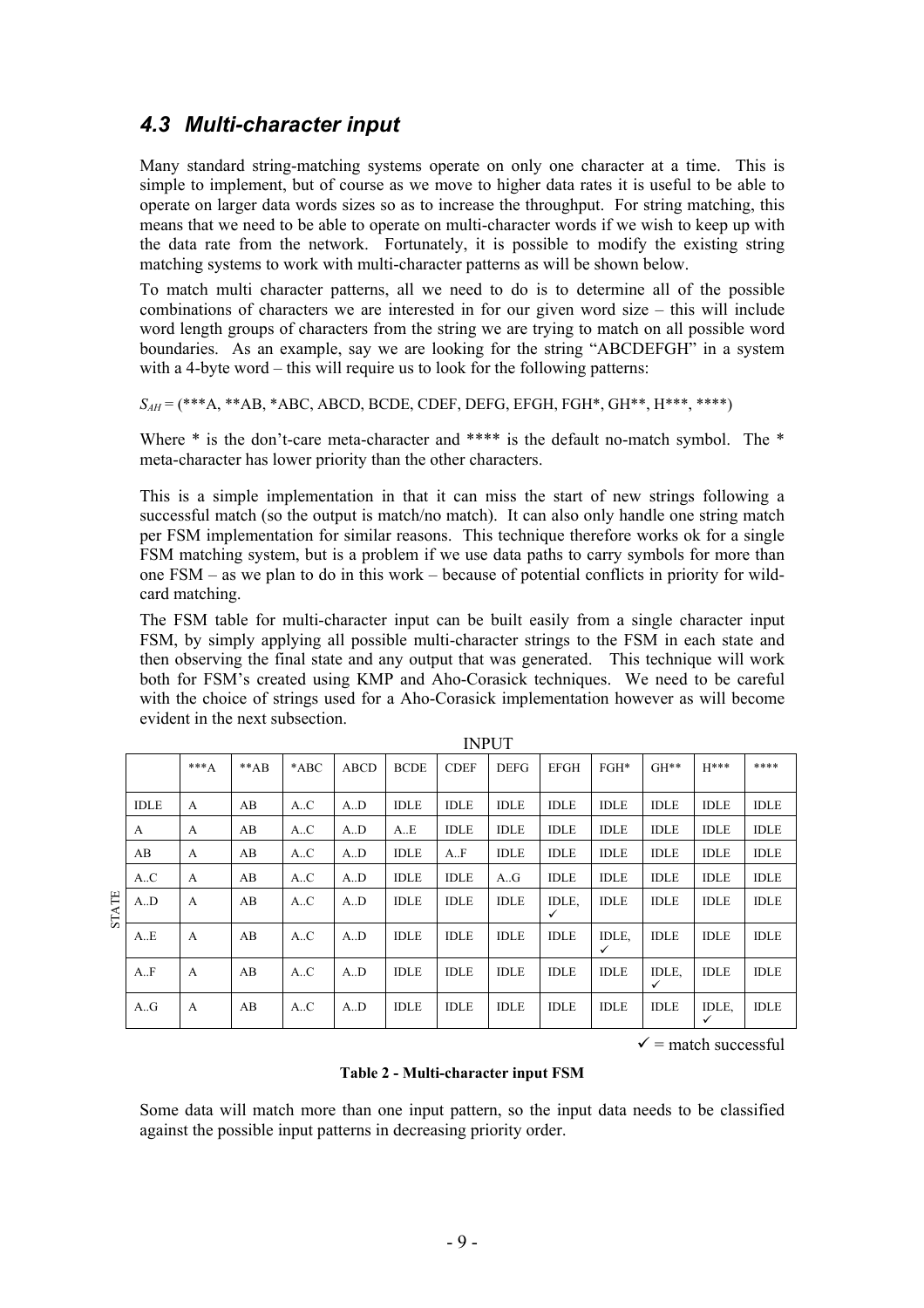## 4.3 Multi-character input

Many standard string-matching systems operate on only one character at a time. This is simple to implement, but of course as we move to higher data rates it is useful to be able to operate on larger data words sizes so as to increase the throughput. For string matching, this means that we need to be able to operate on multi-character words if we wish to keep up with the data rate from the network. Fortunately, it is possible to modify the existing string matching systems to work with multi-character patterns as will be shown below.

To match multi character patterns, all we need to do is to determine all of the possible combinations of characters we are interested in for our given word size – this will include word length groups of characters from the string we are trying to match on all possible word boundaries. As an example, say we are looking for the string "ABCDEFGH" in a system with a 4-byte word – this will require us to look for the following patterns:

$S_{AH}$ = (***A, **AB, *ABC, ABCD, BCDE, CDEF, DEFG, EFGH, FGH*, GH**, H***, ****)

Where * is the don't-care meta-character and **** is the default no-match symbol. The * meta-character has lower priority than the other characters.

This is a simple implementation in that it can miss the start of new strings following a successful match (so the output is match/no match). It can also only handle one string match per FSM implementation for similar reasons. This technique therefore works ok for a single FSM matching system, but is a problem if we use data paths to carry symbols for more than one FSM – as we plan to do in this work – because of potential conflicts in priority for wild-card matching.

The FSM table for multi-character input can be built easily from a single character input FSM, by simply applying all possible multi-character strings to the FSM in each state and then observing the final state and any output that was generated. This technique will work both for FSM's created using KMP and Aho-Corasick techniques. We need to be careful with the choice of strings used for a Aho-Corasick implementation however as will become evident in the next subsection.

| STATE \ INPUT | ***A | **AB | *ABC | ABCD | BCDE | CDEF | DEFG | EFGH | FGH* | GH** | H*** | **** |
|---|---|---|---|---|---|---|---|---|---|---|---|---|
| IDLE | A | AB | A..C | A..D | IDLE | IDLE | IDLE | IDLE | IDLE | IDLE | IDLE | IDLE |
| A | A | AB | A..C | A..D | A..E | IDLE | IDLE | IDLE | IDLE | IDLE | IDLE | IDLE |
| AB | A | AB | A..C | A..D | IDLE | A..F | IDLE | IDLE | IDLE | IDLE | IDLE | IDLE |
| A..C | A | AB | A..C | A..D | IDLE | IDLE | A..G | IDLE | IDLE | IDLE | IDLE | IDLE |
| A..D | A | AB | A..C | A..D | IDLE | IDLE | IDLE | IDLE, ✓ | IDLE | IDLE | IDLE | IDLE |
| A..E | A | AB | A..C | A..D | IDLE | IDLE | IDLE | IDLE | IDLE, ✓ | IDLE | IDLE | IDLE |
| A..F | A | AB | A..C | A..D | IDLE | IDLE | IDLE | IDLE | IDLE | IDLE, ✓ | IDLE | IDLE |
| A..G | A | AB | A..C | A..D | IDLE | IDLE | IDLE | IDLE | IDLE | IDLE | IDLE, ✓ | IDLE |

✓ = match successful

**Table 2 - Multi-character input FSM**

Some data will match more than one input pattern, so the input data needs to be classified against the possible input patterns in decreasing priority order.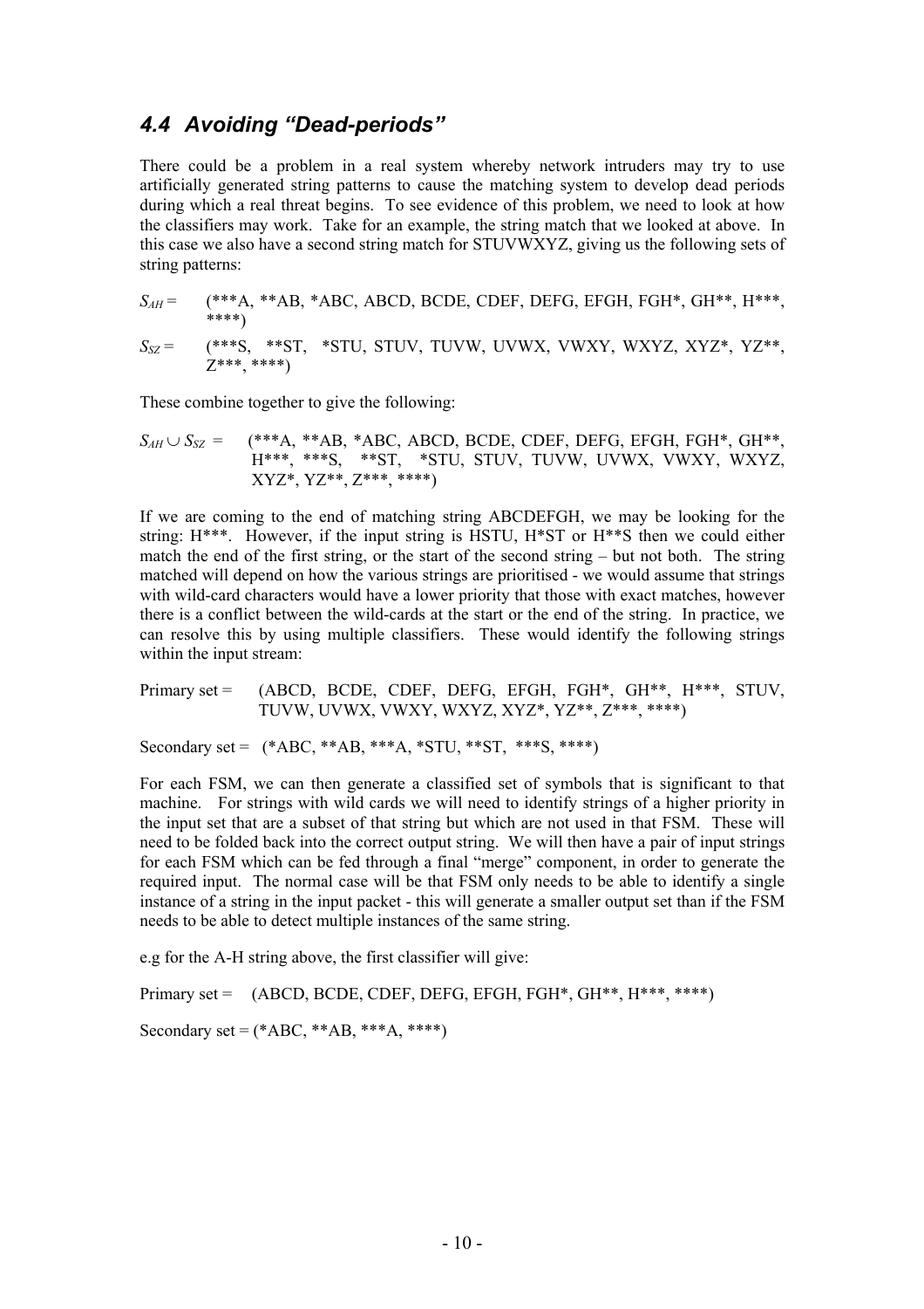## 4.4 Avoiding "Dead-periods"

There could be a problem in a real system whereby network intruders may try to use artificially generated string patterns to cause the matching system to develop dead periods during which a real threat begins. To see evidence of this problem, we need to look at how the classifiers may work. Take for an example, the string match that we looked at above. In this case we also have a second string match for STUVWXYZ, giving us the following sets of string patterns:

$S_{AH}$ = (***A, **AB, *ABC, ABCD, BCDE, CDEF, DEFG, EFGH, FGH*, GH**, H***, ****)

$S_{SZ}$ = (***S, **ST, *STU, STUV, TUVW, UVWX, VWXY, WXYZ, XYZ*, YZ**, Z***, ****)

These combine together to give the following:

$S_{AH} \cup S_{SZ}$ = (***A, **AB, *ABC, ABCD, BCDE, CDEF, DEFG, EFGH, FGH*, GH**, H***, ***S, **ST, *STU, STUV, TUVW, UVWX, VWXY, WXYZ, XYZ*, YZ**, Z***, ****)

If we are coming to the end of matching string ABCDEFGH, we may be looking for the string: H***. However, if the input string is HSTU, H*ST or H**S then we could either match the end of the first string, or the start of the second string – but not both. The string matched will depend on how the various strings are prioritised - we would assume that strings with wild-card characters would have a lower priority that those with exact matches, however there is a conflict between the wild-cards at the start or the end of the string. In practice, we can resolve this by using multiple classifiers. These would identify the following strings within the input stream:

Primary set = (ABCD, BCDE, CDEF, DEFG, EFGH, FGH*, GH**, H***, STUV, TUVW, UVWX, VWXY, WXYZ, XYZ*, YZ**, Z***, ****)

Secondary set = (*ABC, **AB, ***A, *STU, **ST, ***S, ****)

For each FSM, we can then generate a classified set of symbols that is significant to that machine. For strings with wild cards we will need to identify strings of a higher priority in the input set that are a subset of that string but which are not used in that FSM. These will need to be folded back into the correct output string. We will then have a pair of input strings for each FSM which can be fed through a final "merge" component, in order to generate the required input. The normal case will be that FSM only needs to be able to identify a single instance of a string in the input packet - this will generate a smaller output set than if the FSM needs to be able to detect multiple instances of the same string.

e.g for the A-H string above, the first classifier will give:

Primary set = (ABCD, BCDE, CDEF, DEFG, EFGH, FGH*, GH**, H***, ****)

Secondary set = (*ABC, **AB, ***A, ****)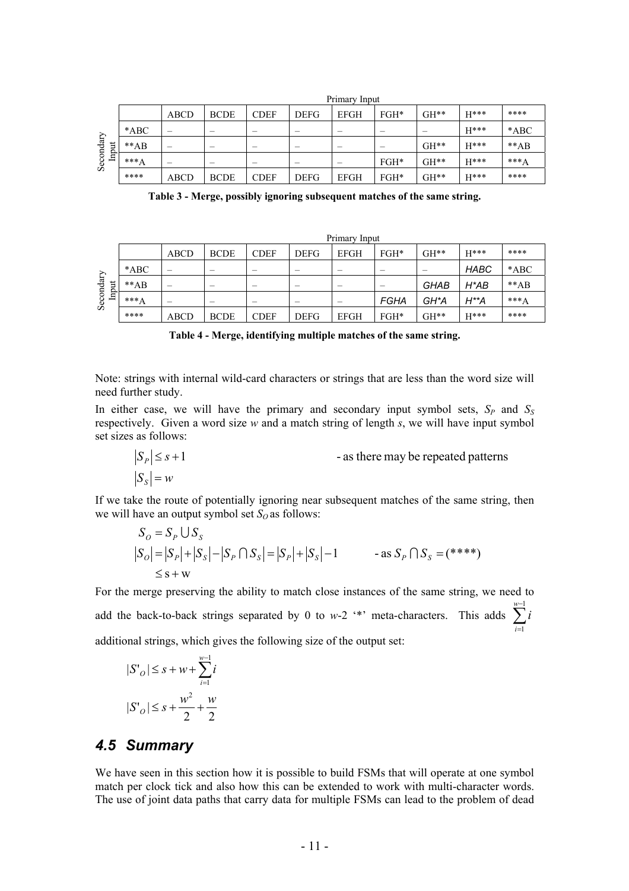| | | Primary Input | | | | | | | | |
|---|---|---|---|---|---|---|---|---|---|---|
| | | ABCD | BCDE | CDEF | DEFG | EFGH | FGH* | GH** | H*** | **** |
| Secondary Input | *ABC | – | – | – | – | – | – | – | H*** | *ABC |
| | **AB | – | – | – | – | – | – | GH** | H*** | **AB |
| | ***A | – | – | – | – | – | FGH* | GH** | H*** | ***A |
| | **** | ABCD | BCDE | CDEF | DEFG | EFGH | FGH* | GH** | H*** | **** |

**Table 3 - Merge, possibly ignoring subsequent matches of the same string.**

| | | Primary Input | | | | | | | | |
|---|---|---|---|---|---|---|---|---|---|---|
| | | ABCD | BCDE | CDEF | DEFG | EFGH | FGH* | GH** | H*** | **** |
| Secondary Input | *ABC | – | – | – | – | – | – | – | *HABC* | *ABC |
| | **AB | – | – | – | – | – | – | *GHAB* | *H*AB* | **AB |
| | ***A | – | – | – | – | – | *FGHA* | *GH*A* | *H**A* | ***A |
| | **** | ABCD | BCDE | CDEF | DEFG | EFGH | FGH* | GH** | H*** | **** |

**Table 4 - Merge, identifying multiple matches of the same string.**

Note: strings with internal wild-card characters or strings that are less than the word size will need further study.

In either case, we will have the primary and secondary input symbol sets, $S_P$ and $S_S$ respectively. Given a word size $w$ and a match string of length $s$, we will have input symbol set sizes as follows:

$$|S_P| \le s+1 \qquad \text{- as there may be repeated patterns}$$

$$|S_S| = w$$

If we take the route of potentially ignoring near subsequent matches of the same string, then we will have an output symbol set $S_O$ as follows:

$$S_O = S_P \cup S_S$$

$$|S_O| = |S_P| + |S_S| - |S_P \cap S_S| = |S_P| + |S_S| - 1 \qquad \text{- as } S_P \cap S_S = (****)$$

$$\le s + w$$

For the merge preserving the ability to match close instances of the same string, we need to add the back-to-back strings separated by 0 to $w$-2 '*' meta-characters. This adds $\sum_{i=1}^{w-1} i$ additional strings, which gives the following size of the output set:

$$|S'_O| \le s + w + \sum_{i=1}^{w-1} i$$

$$|S'_O| \le s + \frac{w^2}{2} + \frac{w}{2}$$

## *4.5 Summary*

We have seen in this section how it is possible to build FSMs that will operate at one symbol match per clock tick and also how this can be extended to work with multi-character words. The use of joint data paths that carry data for multiple FSMs can lead to the problem of dead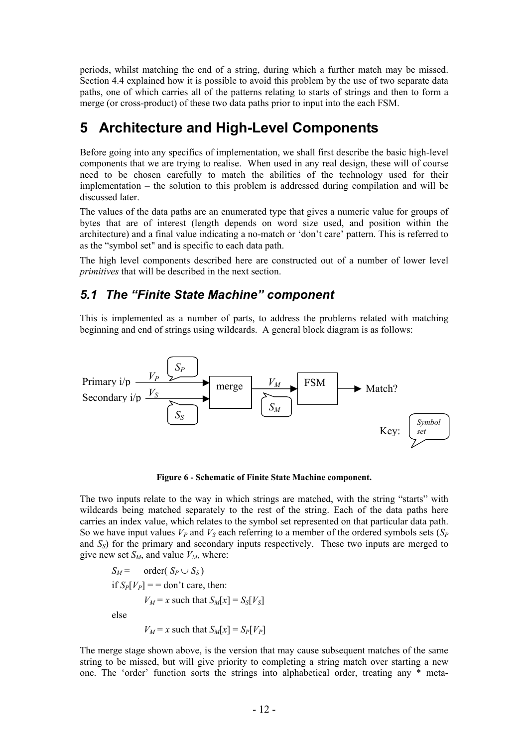periods, whilst matching the end of a string, during which a further match may be missed. Section 4.4 explained how it is possible to avoid this problem by the use of two separate data paths, one of which carries all of the patterns relating to starts of strings and then to form a merge (or cross-product) of these two data paths prior to input into the each FSM.

# 5 Architecture and High-Level Components

Before going into any specifics of implementation, we shall first describe the basic high-level components that we are trying to realise. When used in any real design, these will of course need to be chosen carefully to match the abilities of the technology used for their implementation – the solution to this problem is addressed during compilation and will be discussed later.

The values of the data paths are an enumerated type that gives a numeric value for groups of bytes that are of interest (length depends on word size used, and position within the architecture) and a final value indicating a no-match or 'don't care' pattern. This is referred to as the "symbol set" and is specific to each data path.

The high level components described here are constructed out of a number of lower level *primitives* that will be described in the next section.

## *5.1 The "Finite State Machine" component*

This is implemented as a number of parts, to address the problems related with matching beginning and end of strings using wildcards. A general block diagram is as follows:

**Figure 6 - Schematic of Finite State Machine component.**

The two inputs relate to the way in which strings are matched, with the string "starts" with wildcards being matched separately to the rest of the string. Each of the data paths here carries an index value, which relates to the symbol set represented on that particular data path. So we have input values $V_P$ and $V_S$ each referring to a member of the ordered symbols sets ($S_P$ and $S_S$) for the primary and secondary inputs respectively. These two inputs are merged to give new set $S_M$, and value $V_M$, where:

$S_M =$ order( $S_P \cup S_S$ )

if $S_P[V_P]$ = = don't care, then:

$V_M = x$ such that $S_M[x] = S_S[V_S]$

else

$V_M = x$ such that $S_M[x] = S_P[V_P]$

The merge stage shown above, is the version that may cause subsequent matches of the same string to be missed, but will give priority to completing a string match over starting a new one. The 'order' function sorts the strings into alphabetical order, treating any * meta-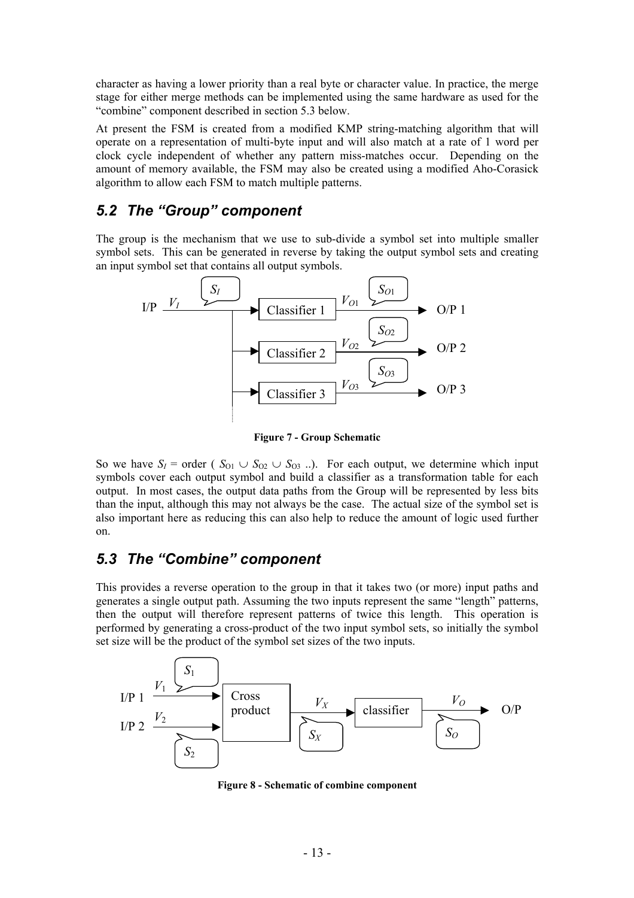character as having a lower priority than a real byte or character value. In practice, the merge stage for either merge methods can be implemented using the same hardware as used for the "combine" component described in section 5.3 below.

At present the FSM is created from a modified KMP string-matching algorithm that will operate on a representation of multi-byte input and will also match at a rate of 1 word per clock cycle independent of whether any pattern miss-matches occur. Depending on the amount of memory available, the FSM may also be created using a modified Aho-Corasick algorithm to allow each FSM to match multiple patterns.

## 5.2 The "Group" component

The group is the mechanism that we use to sub-divide a symbol set into multiple smaller symbol sets. This can be generated in reverse by taking the output symbol sets and creating an input symbol set that contains all output symbols.

**Figure 7 - Group Schematic**

So we have $S_I$ = order ( $S_{O1} \cup S_{O2} \cup S_{O3}$ ..). For each output, we determine which input symbols cover each output symbol and build a classifier as a transformation table for each output. In most cases, the output data paths from the Group will be represented by less bits than the input, although this may not always be the case. The actual size of the symbol set is also important here as reducing this can also help to reduce the amount of logic used further on.

## 5.3 The "Combine" component

This provides a reverse operation to the group in that it takes two (or more) input paths and generates a single output path. Assuming the two inputs represent the same "length" patterns, then the output will therefore represent patterns of twice this length. This operation is performed by generating a cross-product of the two input symbol sets, so initially the symbol set size will be the product of the symbol set sizes of the two inputs.

**Figure 8 - Schematic of combine component**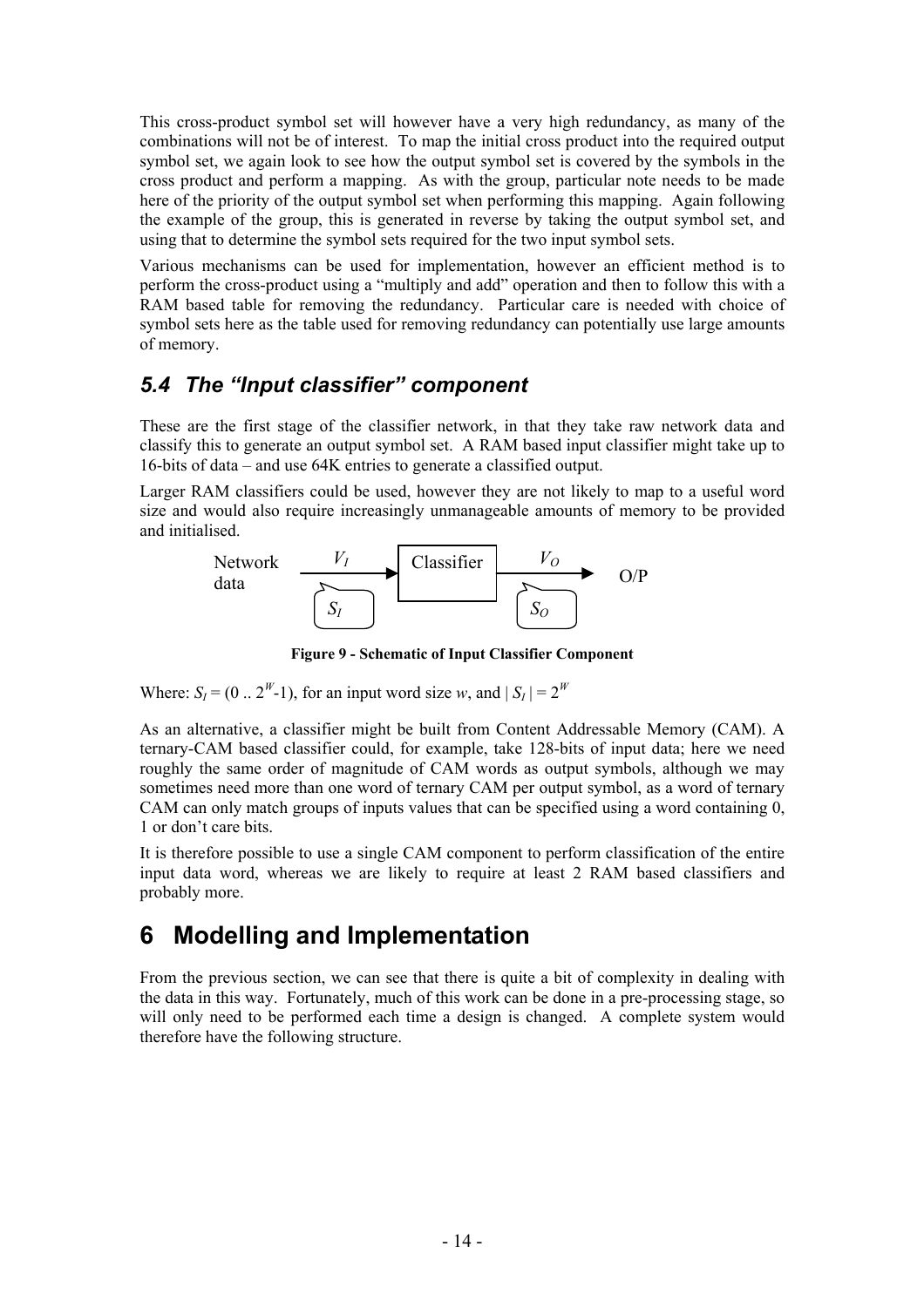This cross-product symbol set will however have a very high redundancy, as many of the combinations will not be of interest. To map the initial cross product into the required output symbol set, we again look to see how the output symbol set is covered by the symbols in the cross product and perform a mapping. As with the group, particular note needs to be made here of the priority of the output symbol set when performing this mapping. Again following the example of the group, this is generated in reverse by taking the output symbol set, and using that to determine the symbol sets required for the two input symbol sets.

Various mechanisms can be used for implementation, however an efficient method is to perform the cross-product using a "multiply and add" operation and then to follow this with a RAM based table for removing the redundancy. Particular care is needed with choice of symbol sets here as the table used for removing redundancy can potentially use large amounts of memory.

## *5.4 The "Input classifier" component*

These are the first stage of the classifier network, in that they take raw network data and classify this to generate an output symbol set. A RAM based input classifier might take up to 16-bits of data – and use 64K entries to generate a classified output.

Larger RAM classifiers could be used, however they are not likely to map to a useful word size and would also require increasingly unmanageable amounts of memory to be provided and initialised.

Network data → $V_I$ ($S_I$) → Classifier → $V_O$ ($S_O$) → O/P

**Figure 9 - Schematic of Input Classifier Component**

Where: $S_I = (0 .. 2^W\text{-}1)$, for an input word size *w*, and $| S_I | = 2^W$

As an alternative, a classifier might be built from Content Addressable Memory (CAM). A ternary-CAM based classifier could, for example, take 128-bits of input data; here we need roughly the same order of magnitude of CAM words as output symbols, although we may sometimes need more than one word of ternary CAM per output symbol, as a word of ternary CAM can only match groups of inputs values that can be specified using a word containing 0, 1 or don't care bits.

It is therefore possible to use a single CAM component to perform classification of the entire input data word, whereas we are likely to require at least 2 RAM based classifiers and probably more.

# 6 Modelling and Implementation

From the previous section, we can see that there is quite a bit of complexity in dealing with the data in this way. Fortunately, much of this work can be done in a pre-processing stage, so will only need to be performed each time a design is changed. A complete system would therefore have the following structure.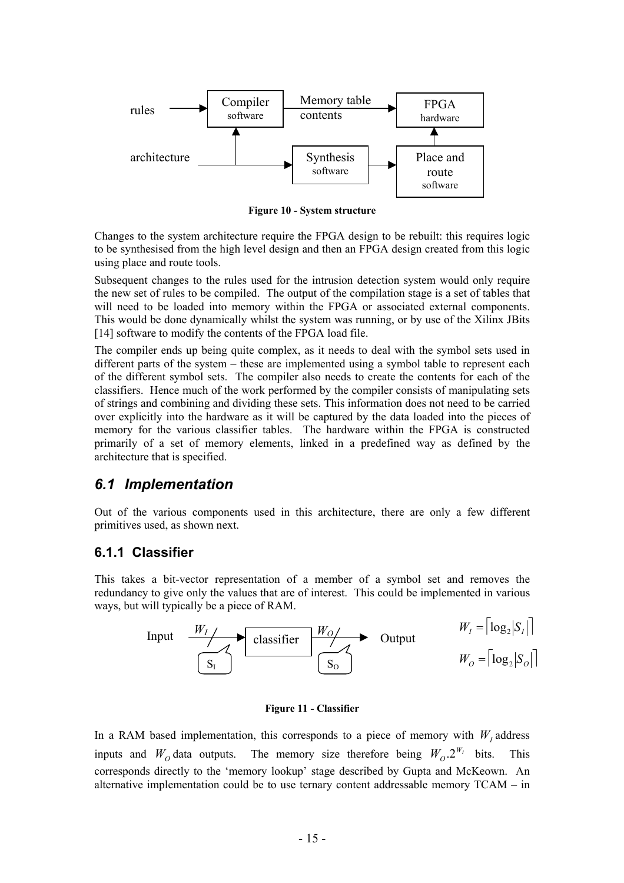Figure 10 - System structure

Changes to the system architecture require the FPGA design to be rebuilt: this requires logic to be synthesised from the high level design and then an FPGA design created from this logic using place and route tools.

Subsequent changes to the rules used for the intrusion detection system would only require the new set of rules to be compiled. The output of the compilation stage is a set of tables that will need to be loaded into memory within the FPGA or associated external components. This would be done dynamically whilst the system was running, or by use of the Xilinx JBits [14] software to modify the contents of the FPGA load file.

The compiler ends up being quite complex, as it needs to deal with the symbol sets used in different parts of the system – these are implemented using a symbol table to represent each of the different symbol sets. The compiler also needs to create the contents for each of the classifiers. Hence much of the work performed by the compiler consists of manipulating sets of strings and combining and dividing these sets. This information does not need to be carried over explicitly into the hardware as it will be captured by the data loaded into the pieces of memory for the various classifier tables. The hardware within the FPGA is constructed primarily of a set of memory elements, linked in a predefined way as defined by the architecture that is specified.

## 6.1 Implementation

Out of the various components used in this architecture, there are only a few different primitives used, as shown next.

### 6.1.1 Classifier

This takes a bit-vector representation of a member of a symbol set and removes the redundancy to give only the values that are of interest. This could be implemented in various ways, but will typically be a piece of RAM.

$$W_I = \lceil \log_2 |S_I| \rceil$$

$$W_O = \lceil \log_2 |S_O| \rceil$$

Figure 11 - Classifier

In a RAM based implementation, this corresponds to a piece of memory with $W_I$ address inputs and $W_O$ data outputs. The memory size therefore being $W_O.2^{W_I}$ bits. This corresponds directly to the 'memory lookup' stage described by Gupta and McKeown. An alternative implementation could be to use ternary content addressable memory TCAM – in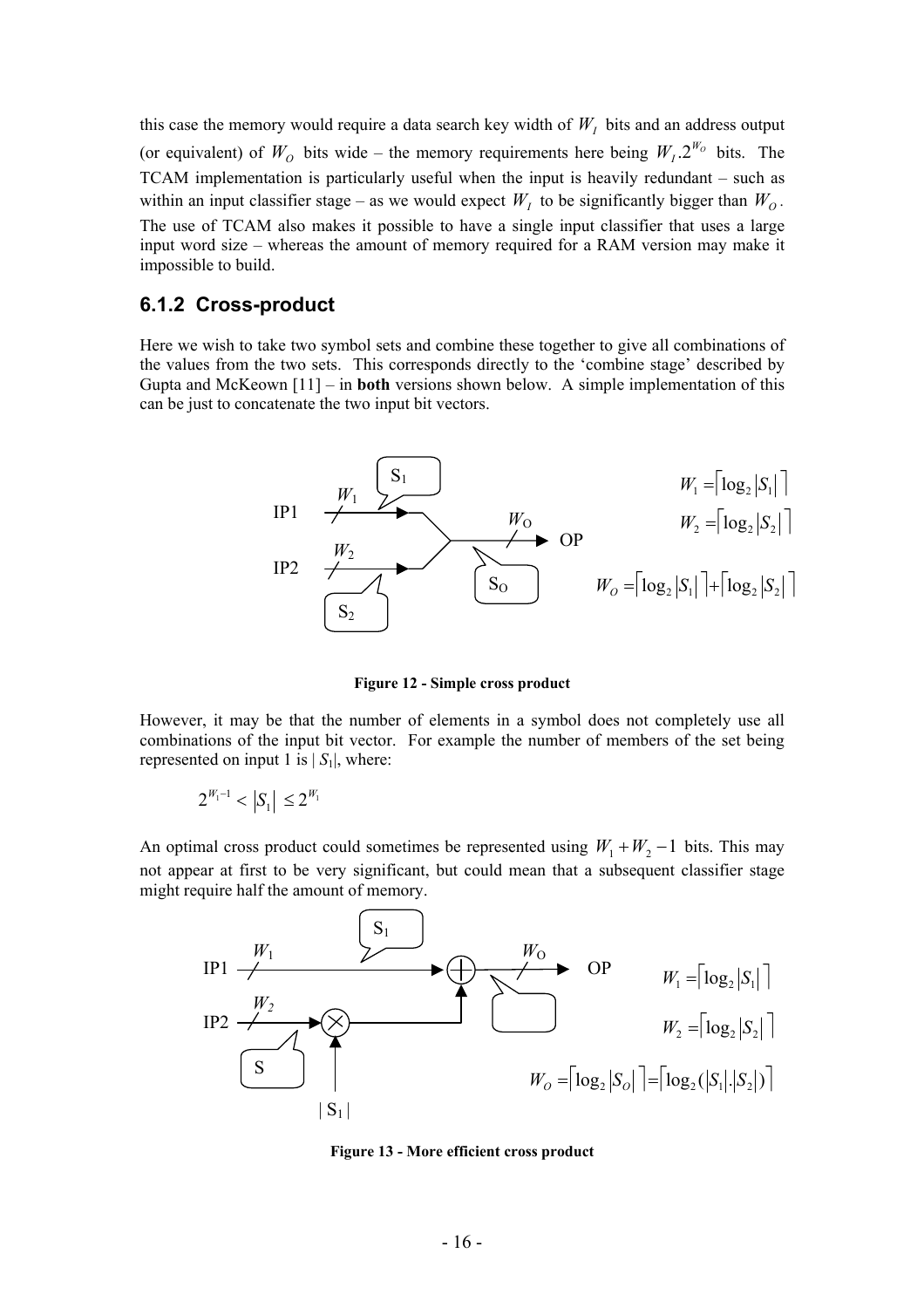this case the memory would require a data search key width of $W_I$ bits and an address output (or equivalent) of $W_O$ bits wide – the memory requirements here being $W_I.2^{W_O}$ bits. The TCAM implementation is particularly useful when the input is heavily redundant – such as within an input classifier stage – as we would expect $W_I$ to be significantly bigger than $W_O$. The use of TCAM also makes it possible to have a single input classifier that uses a large input word size – whereas the amount of memory required for a RAM version may make it impossible to build.

### 6.1.2 Cross-product

Here we wish to take two symbol sets and combine these together to give all combinations of the values from the two sets. This corresponds directly to the 'combine stage' described by Gupta and McKeown [11] – in **both** versions shown below. A simple implementation of this can be just to concatenate the two input bit vectors.

$$W_1 = \lceil \log_2 |S_1| \rceil$$

$$W_2 = \lceil \log_2 |S_2| \rceil$$

$$W_O = \lceil \log_2 |S_1| \rceil + \lceil \log_2 |S_2| \rceil$$

**Figure 12 - Simple cross product**

However, it may be that the number of elements in a symbol does not completely use all combinations of the input bit vector. For example the number of members of the set being represented on input 1 is $|S_1|$, where:

$$2^{W_1 - 1} < |S_1| \leq 2^{W_1}$$

An optimal cross product could sometimes be represented using $W_1 + W_2 - 1$ bits. This may not appear at first to be very significant, but could mean that a subsequent classifier stage might require half the amount of memory.

$$W_1 = \lceil \log_2 |S_1| \rceil$$

$$W_2 = \lceil \log_2 |S_2| \rceil$$

$$W_O = \lceil \log_2 |S_O| \rceil = \lceil \log_2 (|S_1|.|S_2|) \rceil$$

**Figure 13 - More efficient cross product**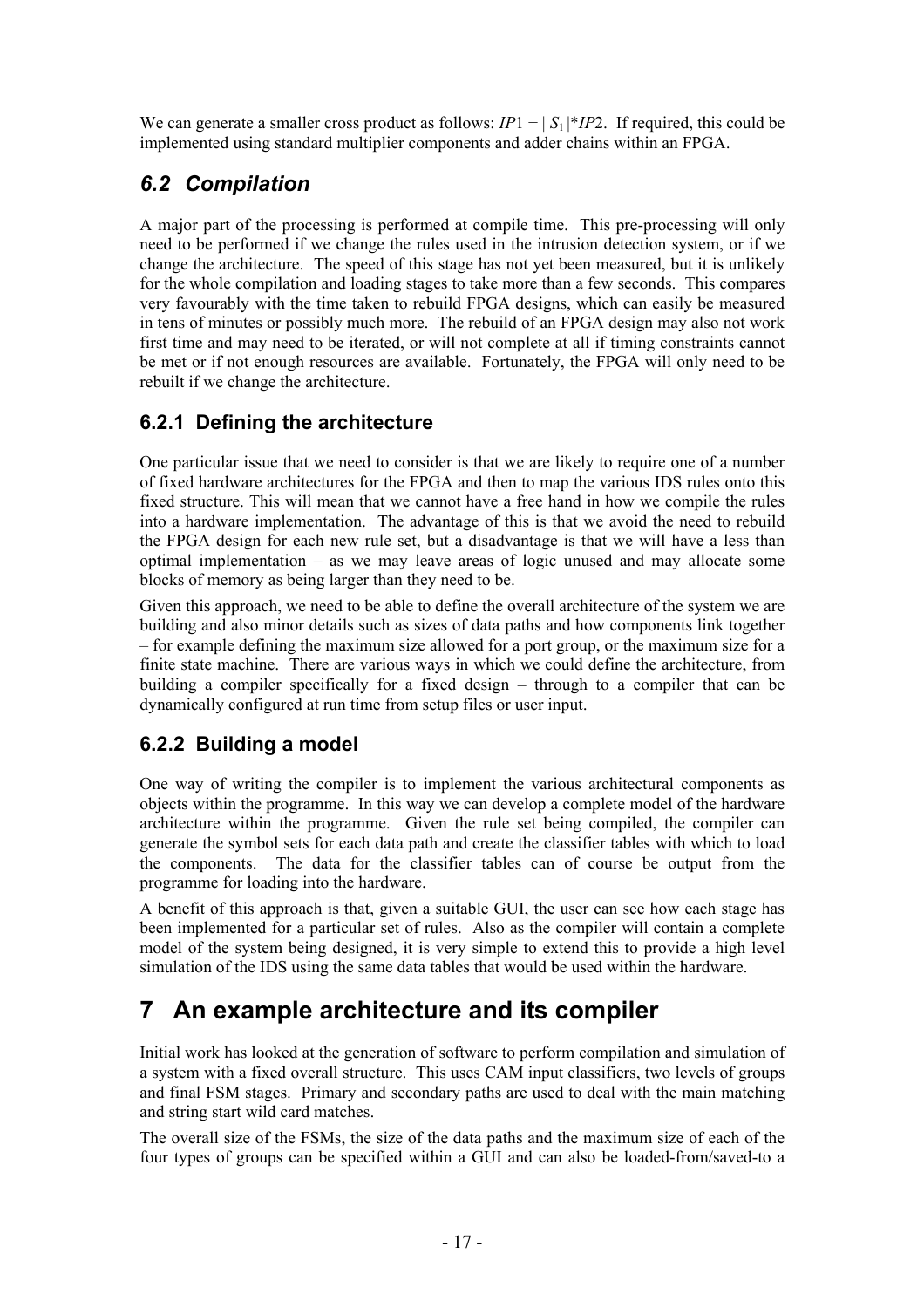We can generate a smaller cross product as follows: $IP1 + |S_1|*IP2$. If required, this could be implemented using standard multiplier components and adder chains within an FPGA.

## *6.2 Compilation*

A major part of the processing is performed at compile time. This pre-processing will only need to be performed if we change the rules used in the intrusion detection system, or if we change the architecture. The speed of this stage has not yet been measured, but it is unlikely for the whole compilation and loading stages to take more than a few seconds. This compares very favourably with the time taken to rebuild FPGA designs, which can easily be measured in tens of minutes or possibly much more. The rebuild of an FPGA design may also not work first time and may need to be iterated, or will not complete at all if timing constraints cannot be met or if not enough resources are available. Fortunately, the FPGA will only need to be rebuilt if we change the architecture.

### 6.2.1 Defining the architecture

One particular issue that we need to consider is that we are likely to require one of a number of fixed hardware architectures for the FPGA and then to map the various IDS rules onto this fixed structure. This will mean that we cannot have a free hand in how we compile the rules into a hardware implementation. The advantage of this is that we avoid the need to rebuild the FPGA design for each new rule set, but a disadvantage is that we will have a less than optimal implementation – as we may leave areas of logic unused and may allocate some blocks of memory as being larger than they need to be.

Given this approach, we need to be able to define the overall architecture of the system we are building and also minor details such as sizes of data paths and how components link together – for example defining the maximum size allowed for a port group, or the maximum size for a finite state machine. There are various ways in which we could define the architecture, from building a compiler specifically for a fixed design – through to a compiler that can be dynamically configured at run time from setup files or user input.

### 6.2.2 Building a model

One way of writing the compiler is to implement the various architectural components as objects within the programme. In this way we can develop a complete model of the hardware architecture within the programme. Given the rule set being compiled, the compiler can generate the symbol sets for each data path and create the classifier tables with which to load the components. The data for the classifier tables can of course be output from the programme for loading into the hardware.

A benefit of this approach is that, given a suitable GUI, the user can see how each stage has been implemented for a particular set of rules. Also as the compiler will contain a complete model of the system being designed, it is very simple to extend this to provide a high level simulation of the IDS using the same data tables that would be used within the hardware.

# 7 An example architecture and its compiler

Initial work has looked at the generation of software to perform compilation and simulation of a system with a fixed overall structure. This uses CAM input classifiers, two levels of groups and final FSM stages. Primary and secondary paths are used to deal with the main matching and string start wild card matches.

The overall size of the FSMs, the size of the data paths and the maximum size of each of the four types of groups can be specified within a GUI and can also be loaded-from/saved-to a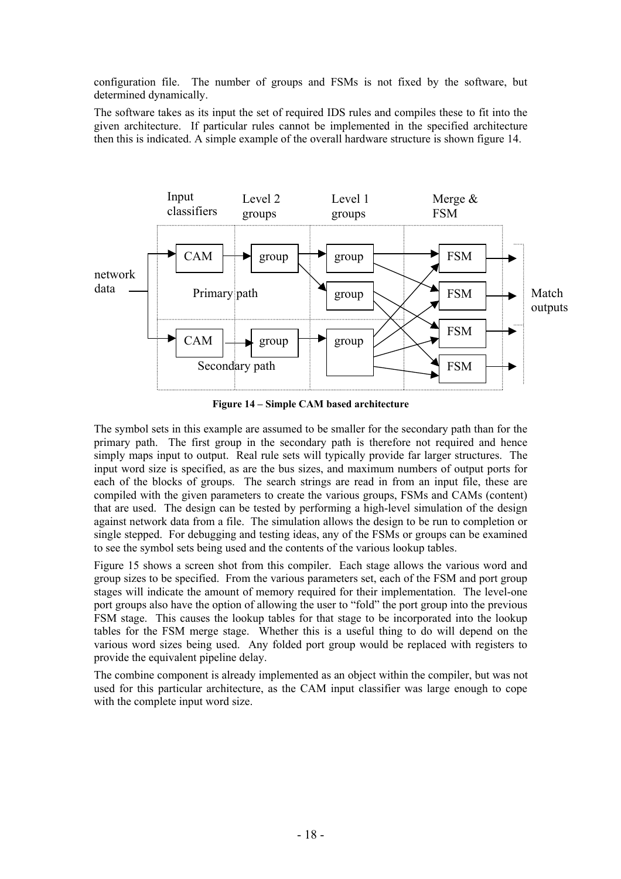configuration file. The number of groups and FSMs is not fixed by the software, but determined dynamically.

The software takes as its input the set of required IDS rules and compiles these to fit into the given architecture. If particular rules cannot be implemented in the specified architecture then this is indicated. A simple example of the overall hardware structure is shown figure 14.

**Figure 14 – Simple CAM based architecture**

The symbol sets in this example are assumed to be smaller for the secondary path than for the primary path. The first group in the secondary path is therefore not required and hence simply maps input to output. Real rule sets will typically provide far larger structures. The input word size is specified, as are the bus sizes, and maximum numbers of output ports for each of the blocks of groups. The search strings are read in from an input file, these are compiled with the given parameters to create the various groups, FSMs and CAMs (content) that are used. The design can be tested by performing a high-level simulation of the design against network data from a file. The simulation allows the design to be run to completion or single stepped. For debugging and testing ideas, any of the FSMs or groups can be examined to see the symbol sets being used and the contents of the various lookup tables.

Figure 15 shows a screen shot from this compiler. Each stage allows the various word and group sizes to be specified. From the various parameters set, each of the FSM and port group stages will indicate the amount of memory required for their implementation. The level-one port groups also have the option of allowing the user to "fold" the port group into the previous FSM stage. This causes the lookup tables for that stage to be incorporated into the lookup tables for the FSM merge stage. Whether this is a useful thing to do will depend on the various word sizes being used. Any folded port group would be replaced with registers to provide the equivalent pipeline delay.

The combine component is already implemented as an object within the compiler, but was not used for this particular architecture, as the CAM input classifier was large enough to cope with the complete input word size.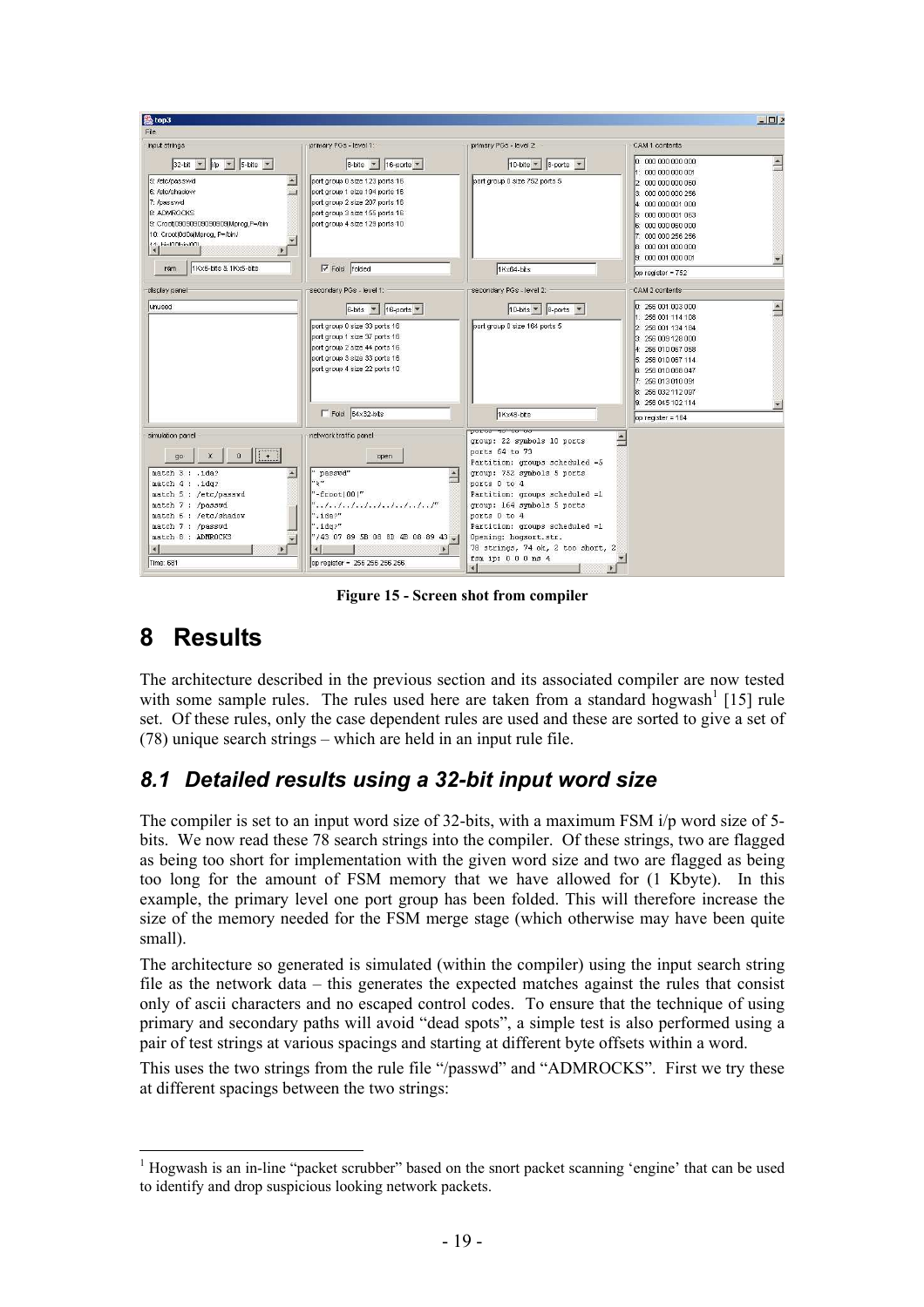Figure 15 - Screen shot from compiler

# 8 Results

The architecture described in the previous section and its associated compiler are now tested with some sample rules. The rules used here are taken from a standard hogwash[1] [15] rule set. Of these rules, only the case dependent rules are used and these are sorted to give a set of (78) unique search strings – which are held in an input rule file.

## *8.1 Detailed results using a 32-bit input word size*

The compiler is set to an input word size of 32-bits, with a maximum FSM i/p word size of 5-bits. We now read these 78 search strings into the compiler. Of these strings, two are flagged as being too short for implementation with the given word size and two are flagged as being too long for the amount of FSM memory that we have allowed for (1 Kbyte). In this example, the primary level one port group has been folded. This will therefore increase the size of the memory needed for the FSM merge stage (which otherwise may have been quite small).

The architecture so generated is simulated (within the compiler) using the input search string file as the network data – this generates the expected matches against the rules that consist only of ascii characters and no escaped control codes. To ensure that the technique of using primary and secondary paths will avoid "dead spots", a simple test is also performed using a pair of test strings at various spacings and starting at different byte offsets within a word.

This uses the two strings from the rule file "/passwd" and "ADMROCKS". First we try these at different spacings between the two strings:

[1] Hogwash is an in-line "packet scrubber" based on the snort packet scanning 'engine' that can be used to identify and drop suspicious looking network packets.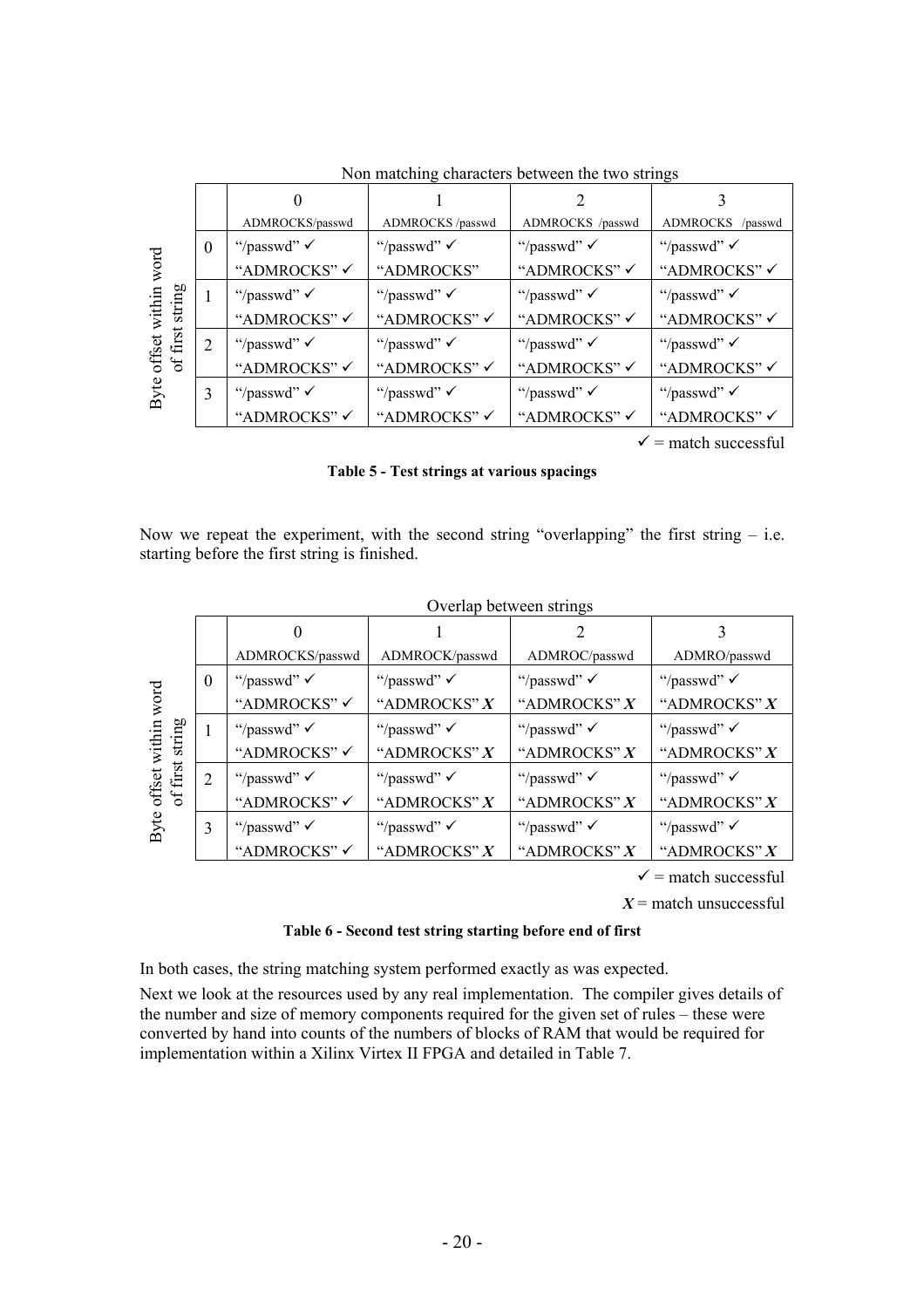| | | Non matching characters between the two strings | | | |
|---|---|---|---|---|---|
| | | 0 | 1 | 2 | 3 |
| | | ADMROCKS/passwd | ADMROCKS /passwd | ADMROCKS  /passwd | ADMROCKS   /passwd |
| Byte offset within word of first string | 0 | "/passwd" ✓ "ADMROCKS" ✓ | "/passwd" ✓ "ADMROCKS" | "/passwd" ✓ "ADMROCKS" ✓ | "/passwd" ✓ "ADMROCKS" ✓ |
| | 1 | "/passwd" ✓ "ADMROCKS" ✓ | "/passwd" ✓ "ADMROCKS" ✓ | "/passwd" ✓ "ADMROCKS" ✓ | "/passwd" ✓ "ADMROCKS" ✓ |
| | 2 | "/passwd" ✓ "ADMROCKS" ✓ | "/passwd" ✓ "ADMROCKS" ✓ | "/passwd" ✓ "ADMROCKS" ✓ | "/passwd" ✓ "ADMROCKS" ✓ |
| | 3 | "/passwd" ✓ "ADMROCKS" ✓ | "/passwd" ✓ "ADMROCKS" ✓ | "/passwd" ✓ "ADMROCKS" ✓ | "/passwd" ✓ "ADMROCKS" ✓ |

✓ = match successful

**Table 5 - Test strings at various spacings**

Now we repeat the experiment, with the second string "overlapping" the first string – i.e. starting before the first string is finished.

| | | Overlap between strings | | | |
|---|---|---|---|---|---|
| | | 0 | 1 | 2 | 3 |
| | | ADMROCKS/passwd | ADMROCK/passwd | ADMROC/passwd | ADMRO/passwd |
| Byte offset within word of first string | 0 | "/passwd" ✓ "ADMROCKS" ✓ | "/passwd" ✓ "ADMROCKS" ***X*** | "/passwd" ✓ "ADMROCKS" ***X*** | "/passwd" ✓ "ADMROCKS" ***X*** |
| | 1 | "/passwd" ✓ "ADMROCKS" ✓ | "/passwd" ✓ "ADMROCKS" ***X*** | "/passwd" ✓ "ADMROCKS" ***X*** | "/passwd" ✓ "ADMROCKS" ***X*** |
| | 2 | "/passwd" ✓ "ADMROCKS" ✓ | "/passwd" ✓ "ADMROCKS" ***X*** | "/passwd" ✓ "ADMROCKS" ***X*** | "/passwd" ✓ "ADMROCKS" ***X*** |
| | 3 | "/passwd" ✓ "ADMROCKS" ✓ | "/passwd" ✓ "ADMROCKS" ***X*** | "/passwd" ✓ "ADMROCKS" ***X*** | "/passwd" ✓ "ADMROCKS" ***X*** |

✓ = match successful

***X*** = match unsuccessful

**Table 6 - Second test string starting before end of first**

In both cases, the string matching system performed exactly as was expected.

Next we look at the resources used by any real implementation. The compiler gives details of the number and size of memory components required for the given set of rules – these were converted by hand into counts of the numbers of blocks of RAM that would be required for implementation within a Xilinx Virtex II FPGA and detailed in Table 7.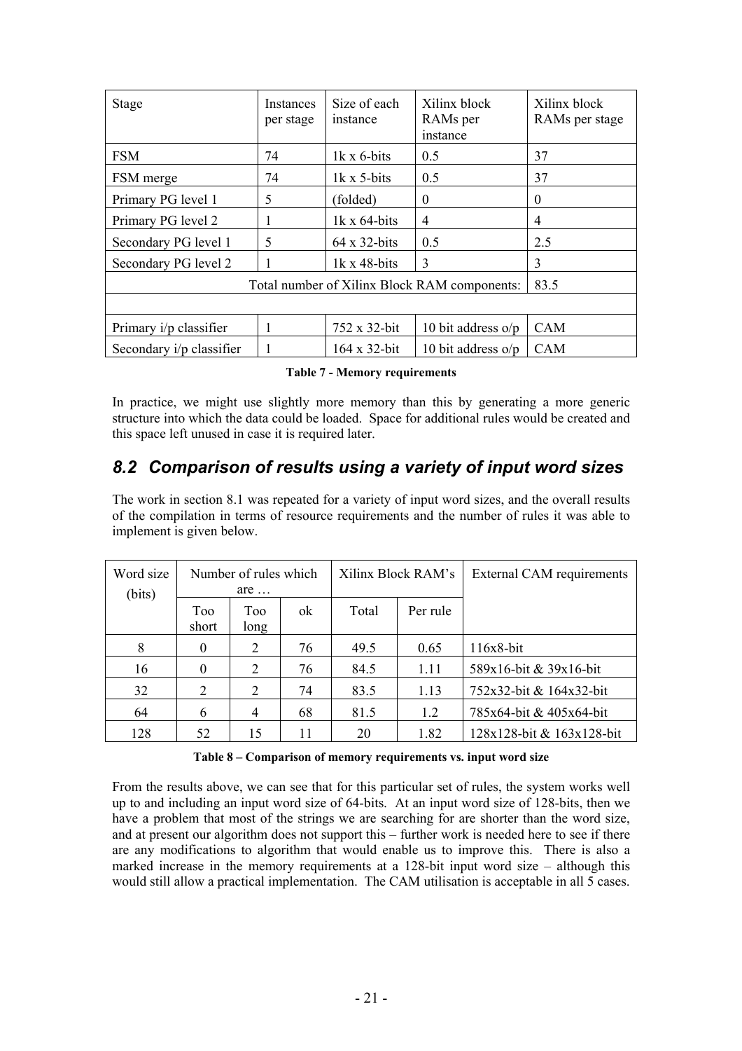| Stage | Instances per stage | Size of each instance | Xilinx block RAMs per instance | Xilinx block RAMs per stage |
|---|---|---|---|---|
| FSM | 74 | 1k x 6-bits | 0.5 | 37 |
| FSM merge | 74 | 1k x 5-bits | 0.5 | 37 |
| Primary PG level 1 | 5 | (folded) | 0 | 0 |
| Primary PG level 2 | 1 | 1k x 64-bits | 4 | 4 |
| Secondary PG level 1 | 5 | 64 x 32-bits | 0.5 | 2.5 |
| Secondary PG level 2 | 1 | 1k x 48-bits | 3 | 3 |
| Total number of Xilinx Block RAM components: | | | | 83.5 |
| | | | | |
| Primary i/p classifier | 1 | 752 x 32-bit | 10 bit address o/p | CAM |
| Secondary i/p classifier | 1 | 164 x 32-bit | 10 bit address o/p | CAM |

**Table 7 - Memory requirements**

In practice, we might use slightly more memory than this by generating a more generic structure into which the data could be loaded. Space for additional rules would be created and this space left unused in case it is required later.

## *8.2 Comparison of results using a variety of input word sizes*

The work in section 8.1 was repeated for a variety of input word sizes, and the overall results of the compilation in terms of resource requirements and the number of rules it was able to implement is given below.

| Word size (bits) | Number of rules which are … | | | Xilinx Block RAM's | | External CAM requirements |
|---|---|---|---|---|---|---|
| | Too short | Too long | ok | Total | Per rule | |
| 8 | 0 | 2 | 76 | 49.5 | 0.65 | 116x8-bit |
| 16 | 0 | 2 | 76 | 84.5 | 1.11 | 589x16-bit & 39x16-bit |
| 32 | 2 | 2 | 74 | 83.5 | 1.13 | 752x32-bit & 164x32-bit |
| 64 | 6 | 4 | 68 | 81.5 | 1.2 | 785x64-bit & 405x64-bit |
| 128 | 52 | 15 | 11 | 20 | 1.82 | 128x128-bit & 163x128-bit |

**Table 8 – Comparison of memory requirements vs. input word size**

From the results above, we can see that for this particular set of rules, the system works well up to and including an input word size of 64-bits. At an input word size of 128-bits, then we have a problem that most of the strings we are searching for are shorter than the word size, and at present our algorithm does not support this – further work is needed here to see if there are any modifications to algorithm that would enable us to improve this. There is also a marked increase in the memory requirements at a 128-bit input word size – although this would still allow a practical implementation. The CAM utilisation is acceptable in all 5 cases.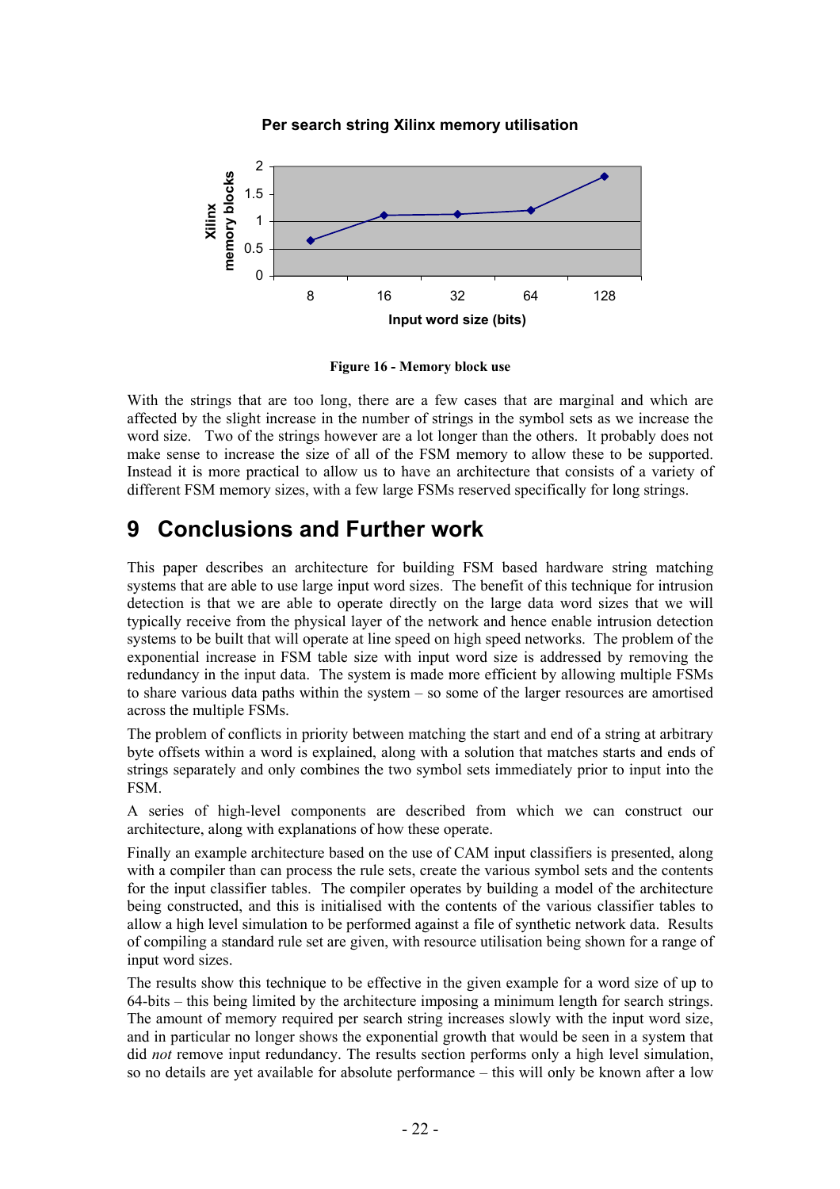Per search string Xilinx memory utilisation

Figure 16 - Memory block use

With the strings that are too long, there are a few cases that are marginal and which are affected by the slight increase in the number of strings in the symbol sets as we increase the word size. Two of the strings however are a lot longer than the others. It probably does not make sense to increase the size of all of the FSM memory to allow these to be supported. Instead it is more practical to allow us to have an architecture that consists of a variety of different FSM memory sizes, with a few large FSMs reserved specifically for long strings.

# 9 Conclusions and Further work

This paper describes an architecture for building FSM based hardware string matching systems that are able to use large input word sizes. The benefit of this technique for intrusion detection is that we are able to operate directly on the large data word sizes that we will typically receive from the physical layer of the network and hence enable intrusion detection systems to be built that will operate at line speed on high speed networks. The problem of the exponential increase in FSM table size with input word size is addressed by removing the redundancy in the input data. The system is made more efficient by allowing multiple FSMs to share various data paths within the system – so some of the larger resources are amortised across the multiple FSMs.

The problem of conflicts in priority between matching the start and end of a string at arbitrary byte offsets within a word is explained, along with a solution that matches starts and ends of strings separately and only combines the two symbol sets immediately prior to input into the FSM.

A series of high-level components are described from which we can construct our architecture, along with explanations of how these operate.

Finally an example architecture based on the use of CAM input classifiers is presented, along with a compiler than can process the rule sets, create the various symbol sets and the contents for the input classifier tables. The compiler operates by building a model of the architecture being constructed, and this is initialised with the contents of the various classifier tables to allow a high level simulation to be performed against a file of synthetic network data. Results of compiling a standard rule set are given, with resource utilisation being shown for a range of input word sizes.

The results show this technique to be effective in the given example for a word size of up to 64-bits – this being limited by the architecture imposing a minimum length for search strings. The amount of memory required per search string increases slowly with the input word size, and in particular no longer shows the exponential growth that would be seen in a system that did *not* remove input redundancy. The results section performs only a high level simulation, so no details are yet available for absolute performance – this will only be known after a low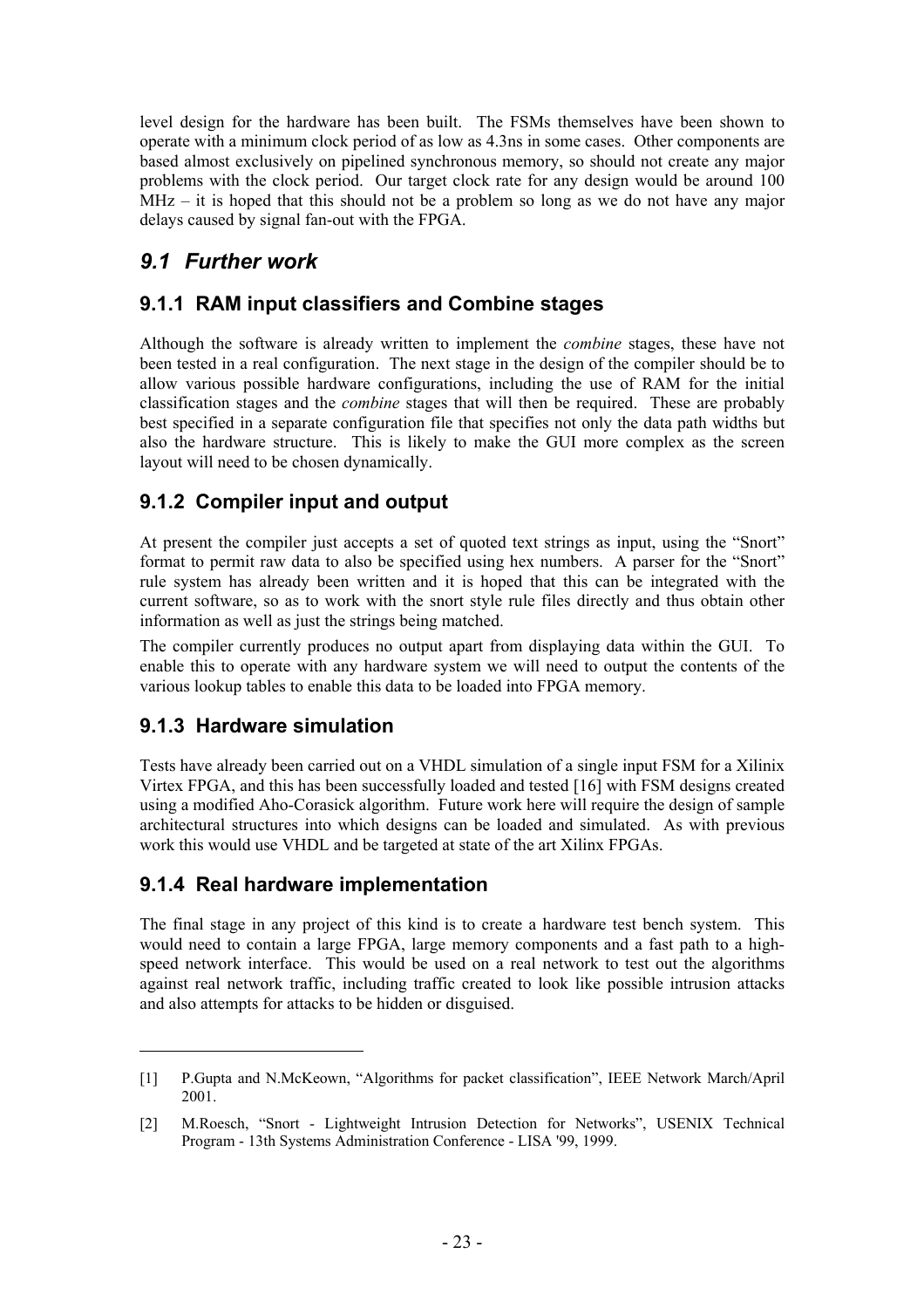level design for the hardware has been built. The FSMs themselves have been shown to operate with a minimum clock period of as low as 4.3ns in some cases. Other components are based almost exclusively on pipelined synchronous memory, so should not create any major problems with the clock period. Our target clock rate for any design would be around 100 MHz – it is hoped that this should not be a problem so long as we do not have any major delays caused by signal fan-out with the FPGA.

## *9.1 Further work*

### 9.1.1 RAM input classifiers and Combine stages

Although the software is already written to implement the *combine* stages, these have not been tested in a real configuration. The next stage in the design of the compiler should be to allow various possible hardware configurations, including the use of RAM for the initial classification stages and the *combine* stages that will then be required. These are probably best specified in a separate configuration file that specifies not only the data path widths but also the hardware structure. This is likely to make the GUI more complex as the screen layout will need to be chosen dynamically.

### 9.1.2 Compiler input and output

At present the compiler just accepts a set of quoted text strings as input, using the "Snort" format to permit raw data to also be specified using hex numbers. A parser for the "Snort" rule system has already been written and it is hoped that this can be integrated with the current software, so as to work with the snort style rule files directly and thus obtain other information as well as just the strings being matched.

The compiler currently produces no output apart from displaying data within the GUI. To enable this to operate with any hardware system we will need to output the contents of the various lookup tables to enable this data to be loaded into FPGA memory.

### 9.1.3 Hardware simulation

Tests have already been carried out on a VHDL simulation of a single input FSM for a Xilinix Virtex FPGA, and this has been successfully loaded and tested [16] with FSM designs created using a modified Aho-Corasick algorithm. Future work here will require the design of sample architectural structures into which designs can be loaded and simulated. As with previous work this would use VHDL and be targeted at state of the art Xilinx FPGAs.

### 9.1.4 Real hardware implementation

The final stage in any project of this kind is to create a hardware test bench system. This would need to contain a large FPGA, large memory components and a fast path to a high-speed network interface. This would be used on a real network to test out the algorithms against real network traffic, including traffic created to look like possible intrusion attacks and also attempts for attacks to be hidden or disguised.

---

[1] P.Gupta and N.McKeown, "Algorithms for packet classification", IEEE Network March/April 2001.

[2] M.Roesch, "Snort - Lightweight Intrusion Detection for Networks", USENIX Technical Program - 13th Systems Administration Conference - LISA '99, 1999.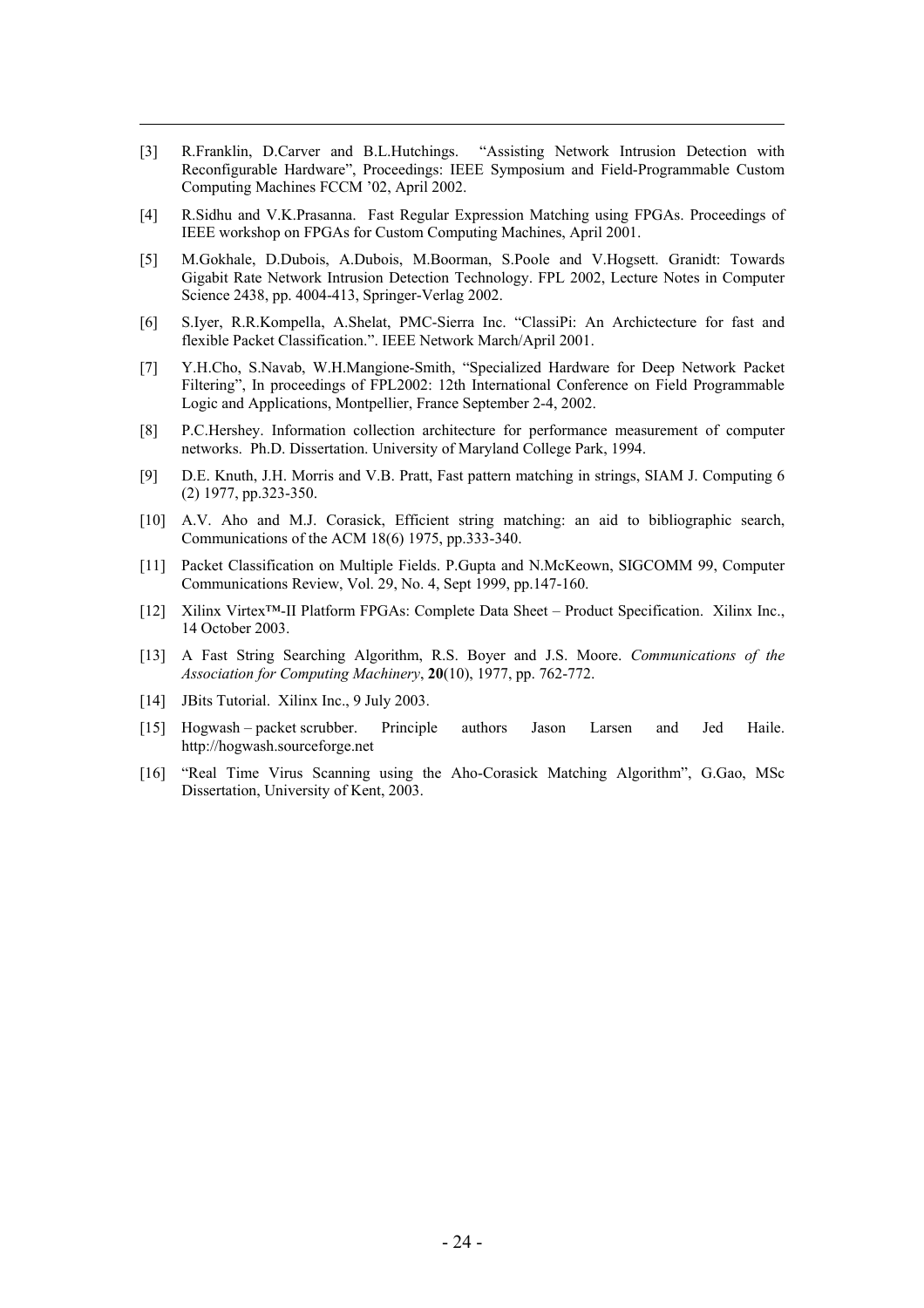[3] R.Franklin, D.Carver and B.L.Hutchings. "Assisting Network Intrusion Detection with Reconfigurable Hardware", Proceedings: IEEE Symposium and Field-Programmable Custom Computing Machines FCCM '02, April 2002.

[4] R.Sidhu and V.K.Prasanna. Fast Regular Expression Matching using FPGAs. Proceedings of IEEE workshop on FPGAs for Custom Computing Machines, April 2001.

[5] M.Gokhale, D.Dubois, A.Dubois, M.Boorman, S.Poole and V.Hogsett. Granidt: Towards Gigabit Rate Network Intrusion Detection Technology. FPL 2002, Lecture Notes in Computer Science 2438, pp. 4004-413, Springer-Verlag 2002.

[6] S.Iyer, R.R.Kompella, A.Shelat, PMC-Sierra Inc. "ClassiPi: An Archictecture for fast and flexible Packet Classification.". IEEE Network March/April 2001.

[7] Y.H.Cho, S.Navab, W.H.Mangione-Smith, "Specialized Hardware for Deep Network Packet Filtering", In proceedings of FPL2002: 12th International Conference on Field Programmable Logic and Applications, Montpellier, France September 2-4, 2002.

[8] P.C.Hershey. Information collection architecture for performance measurement of computer networks. Ph.D. Dissertation. University of Maryland College Park, 1994.

[9] D.E. Knuth, J.H. Morris and V.B. Pratt, Fast pattern matching in strings, SIAM J. Computing 6 (2) 1977, pp.323-350.

[10] A.V. Aho and M.J. Corasick, Efficient string matching: an aid to bibliographic search, Communications of the ACM 18(6) 1975, pp.333-340.

[11] Packet Classification on Multiple Fields. P.Gupta and N.McKeown, SIGCOMM 99, Computer Communications Review, Vol. 29, No. 4, Sept 1999, pp.147-160.

[12] Xilinx Virtex™-II Platform FPGAs: Complete Data Sheet – Product Specification. Xilinx Inc., 14 October 2003.

[13] A Fast String Searching Algorithm, R.S. Boyer and J.S. Moore. *Communications of the Association for Computing Machinery*, **20**(10), 1977, pp. 762-772.

[14] JBits Tutorial. Xilinx Inc., 9 July 2003.

[15] Hogwash – packet scrubber. Principle authors Jason Larsen and Jed Haile. http://hogwash.sourceforge.net

[16] "Real Time Virus Scanning using the Aho-Corasick Matching Algorithm", G.Gao, MSc Dissertation, University of Kent, 2003.